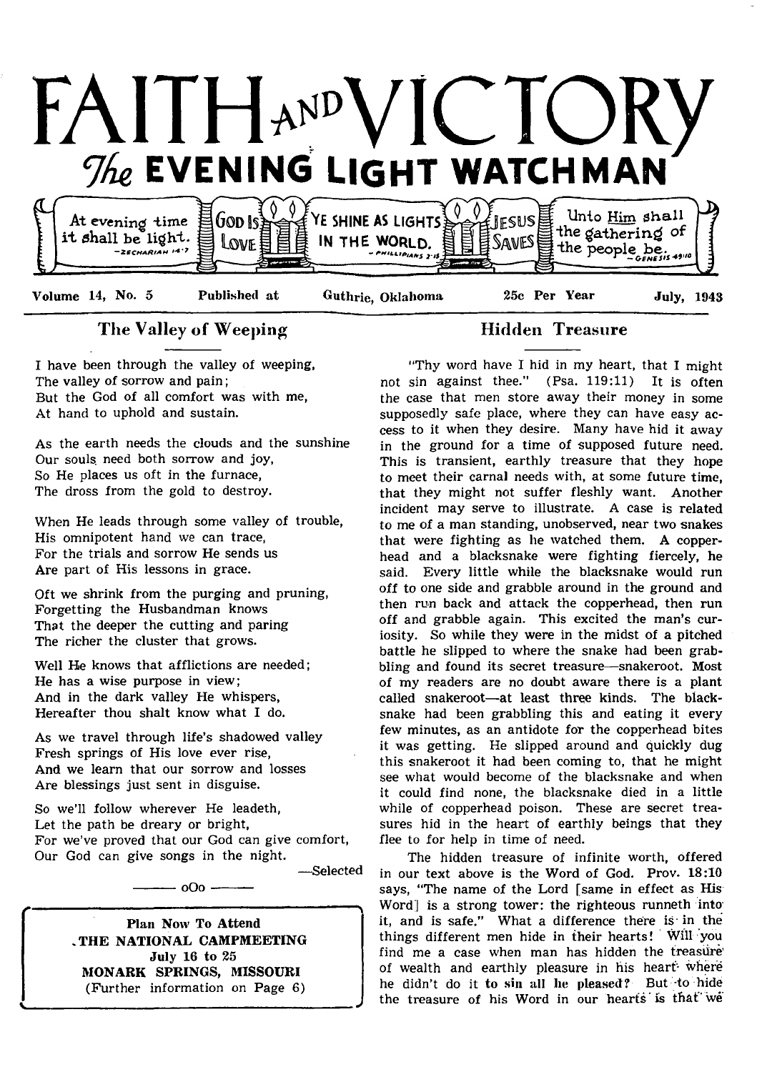# FAITH AND VICTORY

## The EVENING LIGHT WATCHMAN

At evening time it shall be light. —Zechariah 14:7 | God Is Love | YE SHINE AS LIGHTS IN THE WORLD. —Phillipians 2:15 | Jesus Saves | Unto Him shall the gathering of the people be. —Genesis 49:10

Volume 14, No. 5 Published at Guthrie, Oklahoma 25c Per Year July, 1943

## The Valley of Weeping

I have been through the valley of weeping,
The valley of sorrow and pain;
But the God of all comfort was with me,
At hand to uphold and sustain.

As the earth needs the clouds and the sunshine
Our souls need both sorrow and joy,
So He places us oft in the furnace,
The dross from the gold to destroy.

When He leads through some valley of trouble,
His omnipotent hand we can trace,
For the trials and sorrow He sends us
Are part of His lessons in grace.

Oft we shrink from the purging and pruning,
Forgetting the Husbandman knows
That the deeper the cutting and paring
The richer the cluster that grows.

Well He knows that afflictions are needed;
He has a wise purpose in view;
And in the dark valley He whispers,
Hereafter thou shalt know what I do.

As we travel through life's shadowed valley
Fresh springs of His love ever rise,
And we learn that our sorrow and losses
Are blessings just sent in disguise.

So we'll follow wherever He leadeth,
Let the path be dreary or bright,
For we've proved that our God can give comfort,
Our God can give songs in the night.

—Selected

oOo

**Plan Now To Attend**
**THE NATIONAL CAMPMEETING**
**July 16 to 25**
**MONARK SPRINGS, MISSOURI**
(Further information on Page 6)

## Hidden Treasure

"Thy word have I hid in my heart, that I might not sin against thee." (Psa. 119:11) It is often the case that men store away their money in some supposedly safe place, where they can have easy access to it when they desire. Many have hid it away in the ground for a time of supposed future need. This is transient, earthly treasure that they hope to meet their carnal needs with, at some future time, that they might not suffer fleshly want. Another incident may serve to illustrate. A case is related to me of a man standing, unobserved, near two snakes that were fighting as he watched them. A copperhead and a blacksnake were fighting fiercely, he said. Every little while the blacksnake would run off to one side and grabble around in the ground and then run back and attack the copperhead, then run off and grabble again. This excited the man's curiosity. So while they were in the midst of a pitched battle he slipped to where the snake had been grabbling and found its secret treasure—snakeroot. Most of my readers are no doubt aware there is a plant called snakeroot—at least three kinds. The blacksnake had been grabbling this and eating it every few minutes, as an antidote for the copperhead bites it was getting. He slipped around and quickly dug this snakeroot it had been coming to, that he might see what would become of the blacksnake and when it could find none, the blacksnake died in a little while of copperhead poison. These are secret treasures hid in the heart of earthly beings that they flee to for help in time of need.

The hidden treasure of infinite worth, offered in our text above is the Word of God. Prov. 18:10 says, "The name of the Lord [same in effect as His Word] is a strong tower: the righteous runneth into it, and is safe." What a difference there is in the things different men hide in their hearts! Will you find me a case when man has hidden the treasure of wealth and earthly pleasure in his heart where he didn't do it to sin all he pleased? But to hide the treasure of his Word in our hearts is that we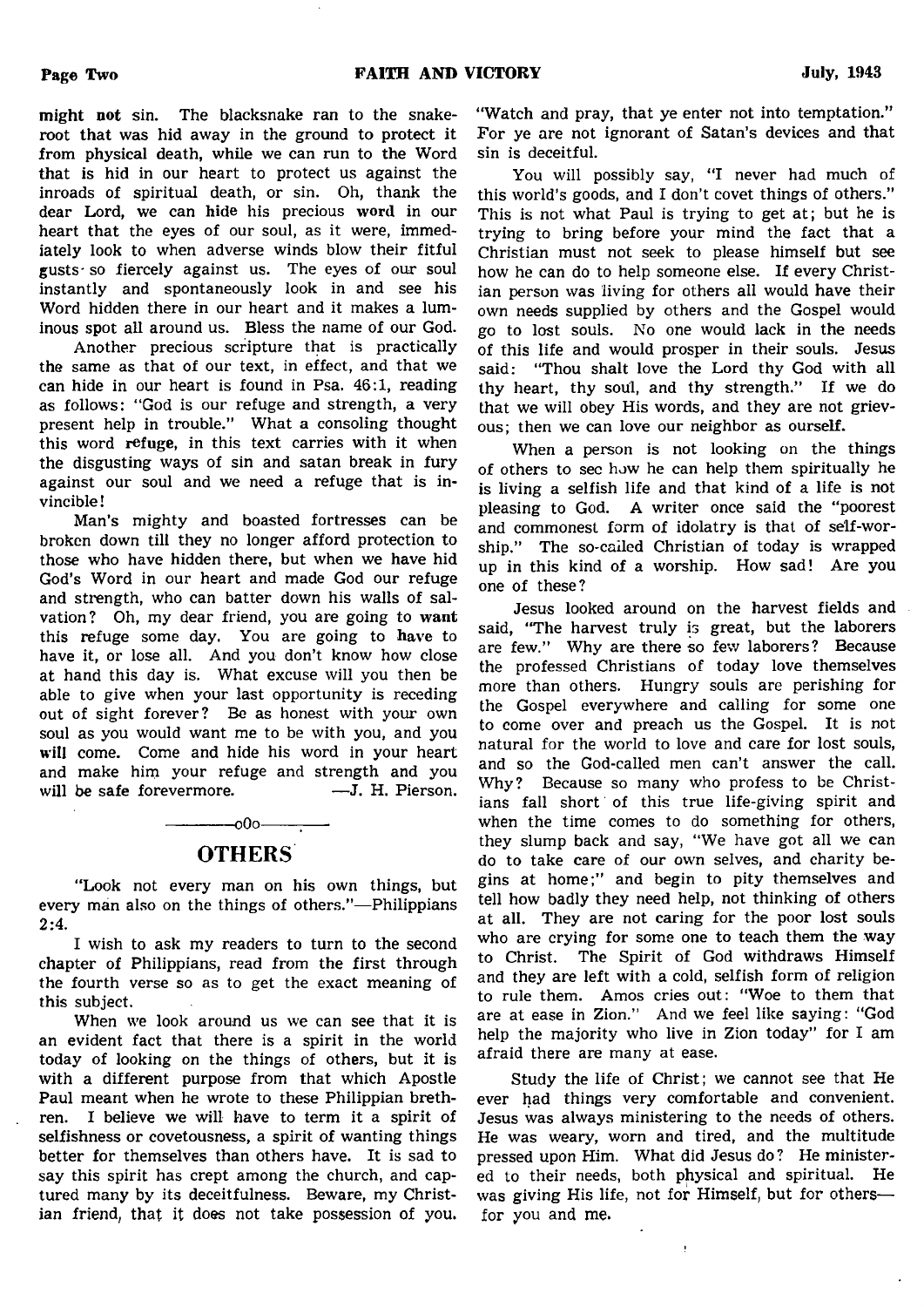might **not** sin. The blacksnake ran to the snake-root that was hid away in the ground to protect it from physical death, while we can run to the Word that is hid in our heart to protect us against the inroads of spiritual death, or sin. Oh, thank the dear Lord, we can hide his precious word in our heart that the eyes of our soul, as it were, immediately look to when adverse winds blow their fitful gusts so fiercely against us. The eyes of our soul instantly and spontaneously look in and see his Word hidden there in our heart and it makes a luminous spot all around us. Bless the name of our God.

Another precious scripture that is practically the same as that of our text, in effect, and that we can hide in our heart is found in Psa. 46:1, reading as follows: "God is our refuge and strength, a very present help in trouble." What a consoling thought this word **refuge**, in this text carries with it when the disgusting ways of sin and satan break in fury against our soul and we need a refuge that is invincible!

Man's mighty and boasted fortresses can be broken down till they no longer afford protection to those who have hidden there, but when we have hid God's Word in our heart and made God our refuge and strength, who can batter down his walls of salvation? Oh, my dear friend, you are going to **want** this refuge some day. You are going to **have** to have it, or lose all. And you don't know how close at hand this day is. What excuse will you then be able to give when your last opportunity is receding out of sight forever? Be as honest with your own soul as you would want me to be with you, and you **will** come. Come and hide his word in your heart and make him your refuge and strength and you will be safe forevermore. —J. H. Pierson.

———o0o———

## OTHERS

"Look not every man on his own things, but every man also on the things of others."—Philippians 2:4.

I wish to ask my readers to turn to the second chapter of Philippians, read from the first through the fourth verse so as to get the exact meaning of this subject.

When we look around us we can see that it is an evident fact that there is a spirit in the world today of looking on the things of others, but it is with a different purpose from that which Apostle Paul meant when he wrote to these Philippian brethren. I believe we will have to term it a spirit of selfishness or covetousness, a spirit of wanting things better for themselves than others have. It is sad to say this spirit has crept among the church, and captured many by its deceitfulness. Beware, my Christian friend, that it does not take possession of you. "Watch and pray, that ye enter not into temptation." For ye are not ignorant of Satan's devices and that sin is deceitful.

You will possibly say, "I never had much of this world's goods, and I don't covet things of others." This is not what Paul is trying to get at; but he is trying to bring before your mind the fact that a Christian must not seek to please himself but see how he can do to help someone else. If every Christian person was living for others all would have their own needs supplied by others and the Gospel would go to lost souls. No one would lack in the needs of this life and would prosper in their souls. Jesus said: "Thou shalt love the Lord thy God with all thy heart, thy soul, and thy strength." If we do that we will obey His words, and they are not grievous; then we can love our neighbor as ourself.

When a person is not looking on the things of others to see how he can help them spiritually he is living a selfish life and that kind of a life is not pleasing to God. A writer once said the "poorest and commonest form of idolatry is that of self-worship." The so-called Christian of today is wrapped up in this kind of a worship. How sad! Are you one of these?

Jesus looked around on the harvest fields and said, "The harvest truly is great, but the laborers are few." Why are there so few laborers? Because the professed Christians of today love themselves more than others. Hungry souls are perishing for the Gospel everywhere and calling for some one to come over and preach us the Gospel. It is not natural for the world to love and care for lost souls, and so the God-called men can't answer the call. Why? Because so many who profess to be Christians fall short of this true life-giving spirit and when the time comes to do something for others, they slump back and say, "We have got all we can do to take care of our own selves, and charity begins at home;" and begin to pity themselves and tell how badly they need help, not thinking of others at all. They are not caring for the poor lost souls who are crying for some one to teach them the way to Christ. The Spirit of God withdraws Himself and they are left with a cold, selfish form of religion to rule them. Amos cries out: "Woe to them that are at ease in Zion." And we feel like saying: "God help the majority who live in Zion today" for I am afraid there are many at ease.

Study the life of Christ; we cannot see that He ever had things very comfortable and convenient. Jesus was always ministering to the needs of others. He was weary, worn and tired, and the multitude pressed upon Him. What did Jesus do? He ministered to their needs, both physical and spiritual. He was giving His life, not for Himself, but for others—for you and me.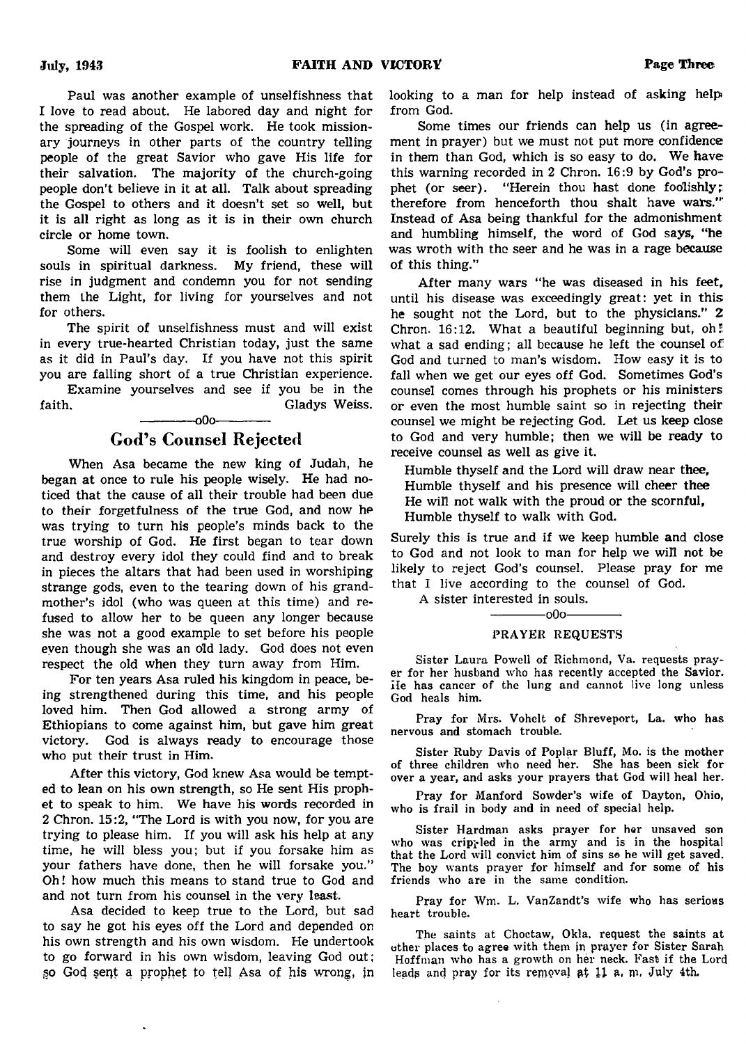Paul was another example of unselfishness that I love to read about. He labored day and night for the spreading of the Gospel work. He took missionary journeys in other parts of the country telling people of the great Savior who gave His life for their salvation. The majority of the church-going people don't believe in it at all. Talk about spreading the Gospel to others and it doesn't set so well, but it is all right as long as it is in their own church circle or home town.

Some will even say it is foolish to enlighten souls in spiritual darkness. My friend, these will rise in judgment and condemn you for not sending them the Light, for living for yourselves and not for others.

The spirit of unselfishness must and will exist in every true-hearted Christian today, just the same as it did in Paul's day. If you have not this spirit you are falling short of a true Christian experience.

Examine yourselves and see if you be in the faith. Gladys Weiss.

---oOo---

## God's Counsel Rejected

When Asa became the new king of Judah, he began at once to rule his people wisely. He had noticed that the cause of all their trouble had been due to their forgetfulness of the true God, and now he was trying to turn his people's minds back to the true worship of God. He first began to tear down and destroy every idol they could find and to break in pieces the altars that had been used in worshiping strange gods, even to the tearing down of his grandmother's idol (who was queen at this time) and refused to allow her to be queen any longer because she was not a good example to set before his people even though she was an old lady. God does not even respect the old when they turn away from Him.

For ten years Asa ruled his kingdom in peace, being strengthened during this time, and his people loved him. Then God allowed a strong army of Ethiopians to come against him, but gave him great victory. God is always ready to encourage those who put their trust in Him.

After this victory, God knew Asa would be tempted to lean on his own strength, so He sent His prophet to speak to him. We have his words recorded in 2 Chron. 15:2, "The Lord is with you now, for you are trying to please him. If you will ask his help at any time, he will bless you; but if you forsake him as your fathers have done, then he will forsake you." Oh! how much this means to stand true to God and and not turn from his counsel in the very least.

Asa decided to keep true to the Lord, but sad to say he got his eyes off the Lord and depended on his own strength and his own wisdom. He undertook to go forward in his own wisdom, leaving God out; so God sent a prophet to tell Asa of his wrong, in looking to a man for help instead of asking help from God.

Some times our friends can help us (in agreement in prayer) but we must not put more confidence in them than God, which is so easy to do. We have this warning recorded in 2 Chron. 16:9 by God's prophet (or seer). "Herein thou hast done foolishly; therefore from henceforth thou shalt have wars." Instead of Asa being thankful for the admonishment and humbling himself, the word of God says, "he was wroth with the seer and he was in a rage because of this thing."

After many wars "he was diseased in his feet, until his disease was exceedingly great: yet in this he sought not the Lord, but to the physicians." 2 Chron. 16:12. What a beautiful beginning but, oh! what a sad ending; all because he left the counsel of God and turned to man's wisdom. How easy it is to fall when we get our eyes off God. Sometimes God's counsel comes through his prophets or his ministers or even the most humble saint so in rejecting their counsel we might be rejecting God. Let us keep close to God and very humble; then we will be ready to receive counsel as well as give it.

Humble thyself and the Lord will draw near thee,
Humble thyself and his presence will cheer thee
He will not walk with the proud or the scornful,
Humble thyself to walk with God.

Surely this is true and if we keep humble and close to God and not look to man for help we will not be likely to reject God's counsel. Please pray for me that I live according to the counsel of God.

A sister interested in souls.

---oOo---

### PRAYER REQUESTS

Sister Laura Powell of Richmond, Va. requests prayer for her husband who has recently accepted the Savior. He has cancer of the lung and cannot live long unless God heals him.

Pray for Mrs. Vohelt of Shreveport, La. who has nervous and stomach trouble.

Sister Ruby Davis of Poplar Bluff, Mo. is the mother of three children who need her. She has been sick for over a year, and asks your prayers that God will heal her.

Pray for Manford Sowder's wife of Dayton, Ohio, who is frail in body and in need of special help.

Sister Hardman asks prayer for her unsaved son who was crippled in the army and is in the hospital that the Lord will convict him of sins so he will get saved. The boy wants prayer for himself and for some of his friends who are in the same condition.

Pray for Wm. L. VanZandt's wife who has serious heart trouble.

The saints at Choctaw, Okla. request the saints at other places to agree with them in prayer for Sister Sarah Hoffman who has a growth on her neck. Fast if the Lord leads and pray for its removal at 11 a. m. July 4th.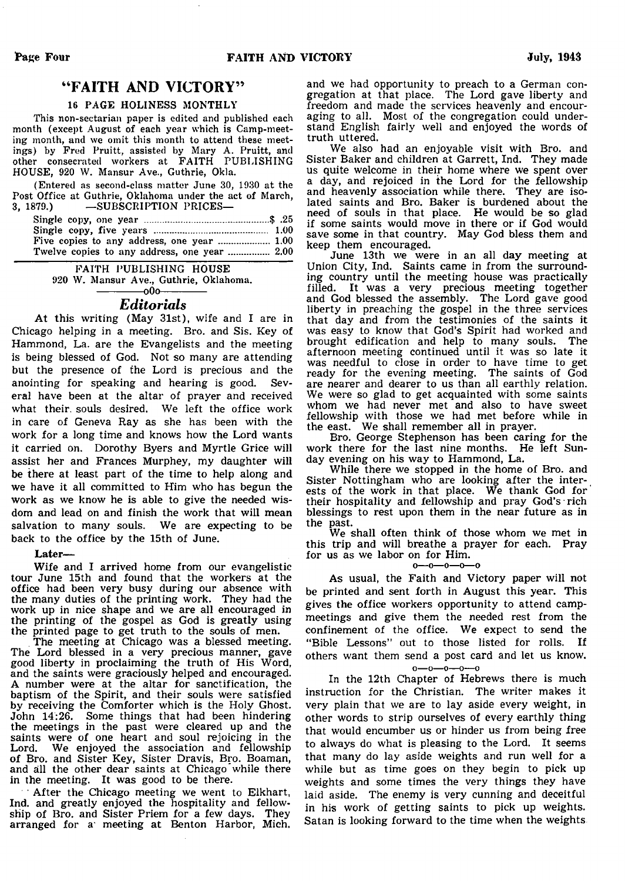# "FAITH AND VICTORY"

### 16 PAGE HOLINESS MONTHLY

This non-sectarian paper is edited and published each month (except August of each year which is Camp-meeting month, and we omit this month to attend these meetings) by Fred Pruitt, assisted by Mary A. Pruitt, and other consecrated workers at FAITH PUBLISHING HOUSE, 920 W. Mansur Ave., Guthrie, Okla.

(Entered as second-class matter June 30, 1930 at the Post Office at Guthrie, Oklahoma under the act of March, 3, 1879.) —SUBSCRIPTION PRICES—

| | |
|---|---|
| Single copy, one year | $ .25 |
| Single copy, five years | 1.00 |
| Five copies to any address, one year | 1.00 |
| Twelve copies to any address, one year | 2.00 |

FAITH PUBLISHING HOUSE
920 W. Mansur Ave., Guthrie, Oklahoma.

## *Editorials*

At this writing (May 31st), wife and I are in Chicago helping in a meeting. Bro. and Sis. Key of Hammond, La. are the Evangelists and the meeting is being blessed of God. Not so many are attending but the presence of the Lord is precious and the anointing for speaking and hearing is good. Several have been at the altar of prayer and received what their souls desired. We left the office work in care of Geneva Ray as she has been with the work for a long time and knows how the Lord wants it carried on. Dorothy Byers and Myrtle Grice will assist her and Frances Murphey, my daughter will be there at least part of the time to help along and we have it all committed to Him who has begun the work as we know he is able to give the needed wisdom and lead on and finish the work that will mean salvation to many souls. We are expecting to be back to the office by the 15th of June.

**Later—**

Wife and I arrived home from our evangelistic tour June 15th and found that the workers at the office had been very busy during our absence with the many duties of the printing work. They had the work up in nice shape and we are all encouraged in the printing of the gospel as God is greatly using the printed page to get truth to the souls of men.

The meeting at Chicago was a blessed meeting. The Lord blessed in a very precious manner, gave good liberty in proclaiming the truth of His Word, and the saints were graciously helped and encouraged. A number were at the altar for sanctification, the baptism of the Spirit, and their souls were satisfied by receiving the Comforter which is the Holy Ghost. John 14:26. Some things that had been hindering the meetings in the past were cleared up and the saints were of one heart and soul rejoicing in the Lord. We enjoyed the association and fellowship of Bro. and Sister Key, Sister Dravis, Bro. Boaman, and all the other dear saints at Chicago while there in the meeting. It was good to be there.

After the Chicago meeting we went to Elkhart, Ind. and greatly enjoyed the hospitality and fellowship of Bro. and Sister Priem for a few days. They arranged for a meeting at Benton Harbor, Mich. and we had opportunity to preach to a German congregation at that place. The Lord gave liberty and freedom and made the services heavenly and encouraging to all. Most of the congregation could understand English fairly well and enjoyed the words of truth uttered.

We also had an enjoyable visit with Bro. and Sister Baker and children at Garrett, Ind. They made us quite welcome in their home where we spent over a day, and rejoiced in the Lord for the fellowship and heavenly association while there. They are isolated saints and Bro. Baker is burdened about the need of souls in that place. He would be so glad if some saints would move in there or if God would save some in that country. May God bless them and keep them encouraged.

June 13th we were in an all day meeting at Union City, Ind. Saints came in from the surrounding country until the meeting house was practically filled. It was a very precious meeting together and God blessed the assembly. The Lord gave good liberty in preaching the gospel in the three services that day and from the testimonies of the saints it was easy to know that God's Spirit had worked and brought edification and help to many souls. The afternoon meeting continued until it was so late it was needful to close in order to have time to get ready for the evening meeting. The saints of God are nearer and dearer to us than all earthly relation. We were so glad to get acquainted with some saints whom we had never met and also to have sweet fellowship with those we had met before while in the east. We shall remember all in prayer.

Bro. George Stephenson has been caring for the work there for the last nine months. He left Sunday evening on his way to Hammond, La.

While there we stopped in the home of Bro. and Sister Nottingham who are looking after the interests of the work in that place. We thank God for their hospitality and fellowship and pray God's rich blessings to rest upon them in the near future as in the past.

We shall often think of those whom we met in this trip and will breathe a prayer for each. Pray for us as we labor on for Him.

o—o—o—o—o

As usual, the Faith and Victory paper will not be printed and sent forth in August this year. This gives the office workers opportunity to attend campmeetings and give them the needed rest from the confinement of the office. We expect to send the "Bible Lessons" out to those listed for rolls. If others want them send a post card and let us know.

o—o—o—o—o

In the 12th Chapter of Hebrews there is much instruction for the Christian. The writer makes it very plain that we are to lay aside every weight, in other words to strip ourselves of every earthly thing that would encumber us or hinder us from being free to always do what is pleasing to the Lord. It seems that many do lay aside weights and run well for a while but as time goes on they begin to pick up weights and some times the very things they have laid aside. The enemy is very cunning and deceitful in his work of getting saints to pick up weights. Satan is looking forward to the time when the weights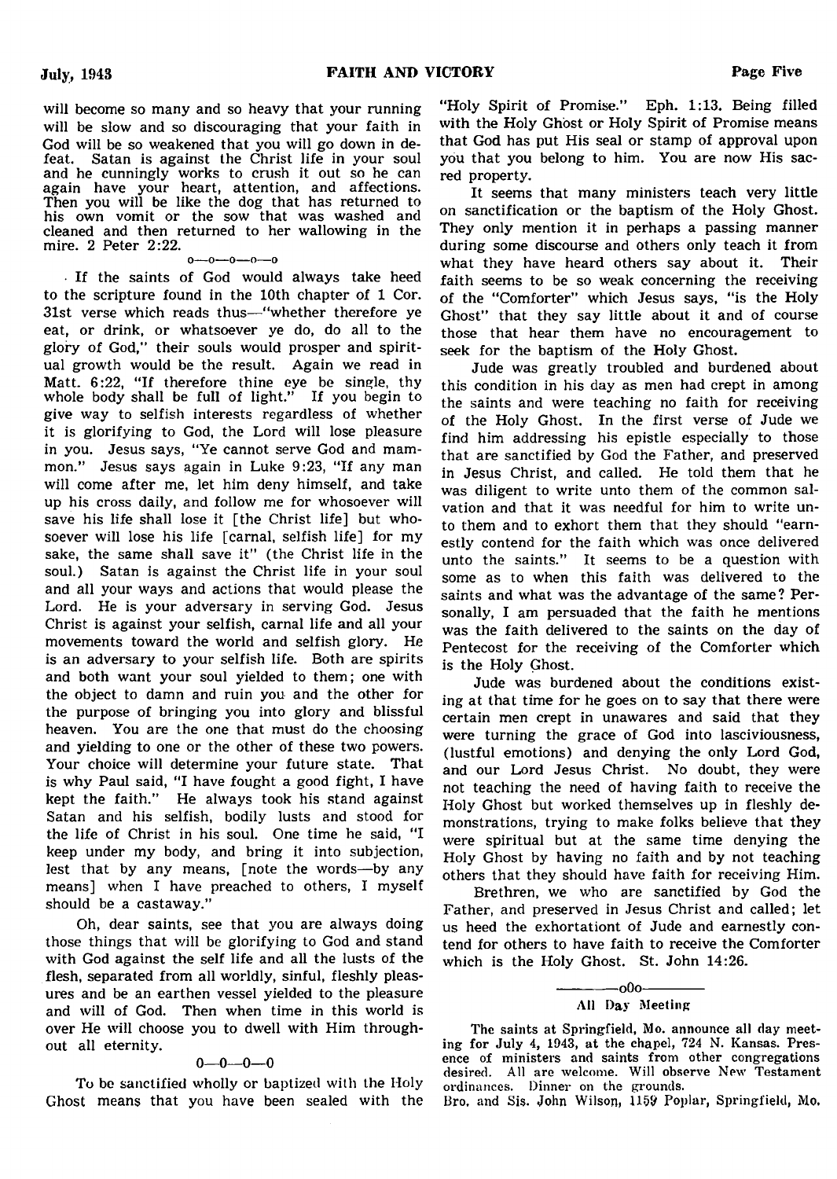will become so many and so heavy that your running will be slow and so discouraging that your faith in God will be so weakened that you will go down in defeat. Satan is against the Christ life in your soul and he cunningly works to crush it out so he can again have your heart, attention, and affections. Then you will be like the dog that has returned to his own vomit or the sow that was washed and cleaned and then returned to her wallowing in the mire. 2 Peter 2:22.

o—o—o—o—o

If the saints of God would always take heed to the scripture found in the 10th chapter of 1 Cor. 31st verse which reads thus—"whether therefore ye eat, or drink, or whatsoever ye do, do all to the glory of God," their souls would prosper and spiritual growth would be the result. Again we read in Matt. 6:22, "If therefore thine eye be single, thy whole body shall be full of light." If you begin to give way to selfish interests regardless of whether it is glorifying to God, the Lord will lose pleasure in you. Jesus says, "Ye cannot serve God and mammon." Jesus says again in Luke 9:23, "If any man will come after me, let him deny himself, and take up his cross daily, and follow me for whosoever will save his life shall lose it [the Christ life] but whosoever will lose his life [carnal, selfish life] for my sake, the same shall save it" (the Christ life in the soul.) Satan is against the Christ life in your soul and all your ways and actions that would please the Lord. He is your adversary in serving God. Jesus Christ is against your selfish, carnal life and all your movements toward the world and selfish glory. He is an adversary to your selfish life. Both are spirits and both want your soul yielded to them; one with the object to damn and ruin you and the other for the purpose of bringing you into glory and blissful heaven. You are the one that must do the choosing and yielding to one or the other of these two powers. Your choice will determine your future state. That is why Paul said, "I have fought a good fight, I have kept the faith." He always took his stand against Satan and his selfish, bodily lusts and stood for the life of Christ in his soul. One time he said, "I keep under my body, and bring it into subjection, lest that by any means, [note the words—by any means] when I have preached to others, I myself should be a castaway."

Oh, dear saints, see that you are always doing those things that will be glorifying to God and stand with God against the self life and all the lusts of the flesh, separated from all worldly, sinful, fleshly pleasures and be an earthen vessel yielded to the pleasure and will of God. Then when time in this world is over He will choose you to dwell with Him throughout all eternity.

0—0—0—0

To be sanctified wholly or baptized with the Holy Ghost means that you have been sealed with the "Holy Spirit of Promise." Eph. 1:13. Being filled with the Holy Ghost or Holy Spirit of Promise means that God has put His seal or stamp of approval upon you that you belong to him. You are now His sacred property.

It seems that many ministers teach very little on sanctification or the baptism of the Holy Ghost. They only mention it in perhaps a passing manner during some discourse and others only teach it from what they have heard others say about it. Their faith seems to be so weak concerning the receiving of the "Comforter" which Jesus says, "is the Holy Ghost" that they say little about it and of course those that hear them have no encouragement to seek for the baptism of the Holy Ghost.

Jude was greatly troubled and burdened about this condition in his day as men had crept in among the saints and were teaching no faith for receiving of the Holy Ghost. In the first verse of Jude we find him addressing his epistle especially to those that are sanctified by God the Father, and preserved in Jesus Christ, and called. He told them that he was diligent to write unto them of the common salvation and that it was needful for him to write unto them and to exhort them that they should "earnestly contend for the faith which was once delivered unto the saints." It seems to be a question with some as to when this faith was delivered to the saints and what was the advantage of the same? Personally, I am persuaded that the faith he mentions was the faith delivered to the saints on the day of Pentecost for the receiving of the Comforter which is the Holy Ghost.

Jude was burdened about the conditions existing at that time for he goes on to say that there were certain men crept in unawares and said that they were turning the grace of God into lasciviousness, (lustful emotions) and denying the only Lord God, and our Lord Jesus Christ. No doubt, they were not teaching the need of having faith to receive the Holy Ghost but worked themselves up in fleshly demonstrations, trying to make folks believe that they were spiritual but at the same time denying the Holy Ghost by having no faith and by not teaching others that they should have faith for receiving Him.

Brethren, we who are sanctified by God the Father, and preserved in Jesus Christ and called; let us heed the exhortationt of Jude and earnestly contend for others to have faith to receive the Comforter which is the Holy Ghost. St. John 14:26.

——oOo——

### All Day Meeting

The saints at Springfield, Mo. announce all day meeting for July 4, 1943, at the chapel, 724 N. Kansas. Presence of ministers and saints from other congregations desired. All are welcome. Will observe New Testament ordinances. Dinner on the grounds.

Bro. and Sis. John Wilson, 1159 Poplar, Springfield, Mo.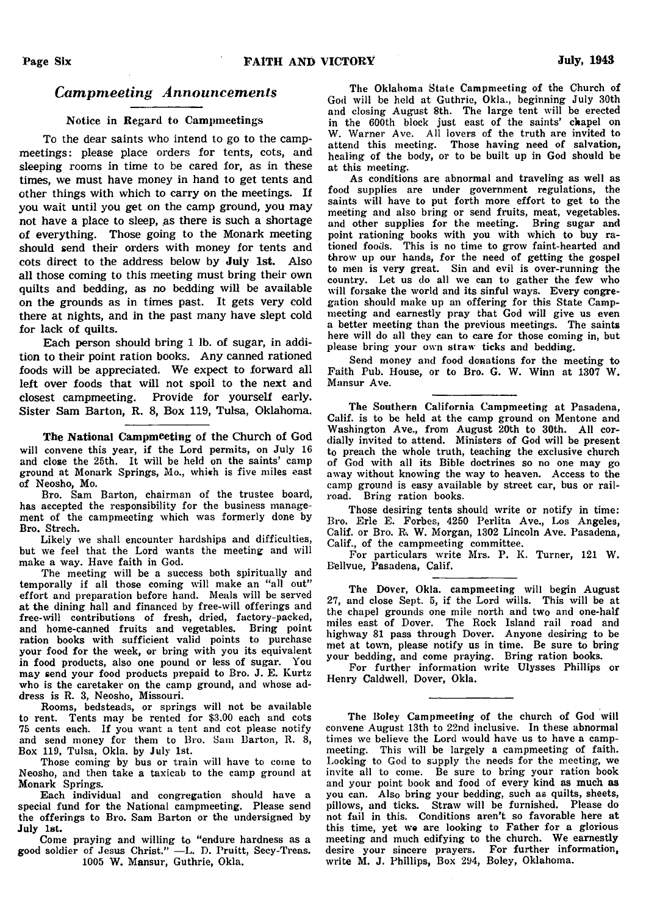## *Campmeeting Announcements*

### Notice in Regard to Campmeetings

To the dear saints who intend to go to the campmeetings: please place orders for tents, cots, and sleeping rooms in time to be cared for, as in these times, we must have money in hand to get tents and other things with which to carry on the meetings. If you wait until you get on the camp ground, you may not have a place to sleep, as there is such a shortage of everything. Those going to the Monark meeting should send their orders with money for tents and cots direct to the address below by **July 1st.** Also all those coming to this meeting must bring their own quilts and bedding, as no bedding will be available on the grounds as in times past. It gets very cold there at nights, and in the past many have slept cold for lack of quilts.

Each person should bring 1 lb. of sugar, in addition to their point ration books. Any canned rationed foods will be appreciated. We expect to forward all left over foods that will not spoil to the next and closest campmeeting. Provide for yourself early. Sister Sam Barton, R. 8, Box 119, Tulsa, Oklahoma.

---

**The National Campmeeting** of the Church of God will convene this year, if the Lord permits, on July 16 and close the 25th. It will be held on the saints' camp ground at Monark Springs, Mo., which is five miles east of Neosho, Mo.

Bro. Sam Barton, chairman of the trustee board, has accepted the responsibility for the business management of the campmeeting which was formerly done by Bro. Strech.

Likely we shall encounter hardships and difficulties, but we feel that the Lord wants the meeting and will make a way. Have faith in God.

The meeting will be a success both spiritually and temporally if all those coming will make an "all out" effort and preparation before hand. Meals will be served at the dining hall and financed by free-will offerings and free-will contributions of fresh, dried, factory-packed, and home-canned fruits and vegetables. Bring point ration books with sufficient valid points to purchase your food for the week, or bring with you its equivalent in food products, also one pound or less of sugar. You may send your food products prepaid to Bro. J. E. Kurtz who is the caretaker on the camp ground, and whose address is R. 3, Neosho, Missouri.

Rooms, bedsteads, or springs will not be available to rent. Tents may be rented for \$3.00 each and cots 75 cents each. If you want a tent and cot please notify and send money for them to Bro. Sam Barton, R. 8, Box 119, Tulsa, Okla. by July 1st.

Those coming by bus or train will have to come to Neosho, and then take a taxicab to the camp ground at Monark Springs.

Each individual and congregation should have a special fund for the National campmeeting. Please send the offerings to Bro. Sam Barton or the undersigned by **July 1st.**

Come praying and willing to "endure hardness as a good soldier of Jesus Christ." —L. D. Pruitt, Secy-Treas. 1005 W. Mansur, Guthrie, Okla.

---

The Oklahoma State Campmeeting of the Church of God will be held at Guthrie, Okla., beginning July 30th and closing August 8th. The large tent will be erected in the 600th block just east of the saints' chapel on W. Warner Ave. All lovers of the truth are invited to attend this meeting. Those having need of salvation, healing of the body, or to be built up in God should be at this meeting.

As conditions are abnormal and traveling as well as food supplies are under government regulations, the saints will have to put forth more effort to get to the meeting and also bring or send fruits, meat, vegetables. and other supplies for the meeting. Bring sugar and point rationing books with you with which to buy rationed foods. This is no time to grow faint-hearted and throw up our hands, for the need of getting the gospel to men is very great. Sin and evil is over-running the country. Let us do all we can to gather the few who will forsake the world and its sinful ways. Every congregation should make up an offering for this State Campmeeting and earnestly pray that God will give us even a better meeting than the previous meetings. The saints here will do all they can to care for those coming in, but please bring your own straw ticks and bedding.

Send money and food donations for the meeting to Faith Pub. House, or to Bro. G. W. Winn at 1307 W. Mansur Ave.

---

The Southern California Campmeeting at Pasadena, Calif. is to be held at the camp ground on Mentone and Washington Ave., from August 20th to 30th. All cordially invited to attend. Ministers of God will be present to preach the whole truth, teaching the exclusive church of God with all its Bible doctrines so no one may go away without knowing the way to heaven. Access to the camp ground is easy available by street car, bus or railroad. Bring ration books.

Those desiring tents should write or notify in time: Bro. Erle E. Forbes, 4250 Perlita Ave., Los Angeles, Calif. or Bro. R. W. Morgan, 1302 Lincoln Ave. Pasadena, Calif., of the campmeeting committee.

For particulars write Mrs. P. K. Turner, 121 W. Bellvue, Pasadena, Calif.

---

The Dover, Okla. campmeeting will begin August 27, and close Sept. 5, if the Lord wills. This will be at the chapel grounds one mile north and two and one-half miles east of Dover. The Rock Island rail road and highway 81 pass through Dover. Anyone desiring to be met at town, please notify us in time. Be sure to bring your bedding, and come praying. Bring ration books.

For further information write Ulysses Phillips or Henry Caldwell, Dover, Okla.

---

The Boley Campmeeting of the church of God will convene August 13th to 22nd inclusive. In these abnormal times we believe the Lord would have us to have a campmeeting. This will be largely a campmeeting of faith. Looking to God to supply the needs for the meeting, we invite all to come. Be sure to bring your ration book and your point book and food of every kind as much as you can. Also bring your bedding, such as quilts, sheets, pillows, and ticks. Straw will be furnished. Please do not fail in this. Conditions aren't so favorable here at this time, yet we are looking to Father for a glorious meeting and much edifying to the church. We earnestly desire your sincere prayers. For further information, write M. J. Phillips, Box 294, Boley, Oklahoma.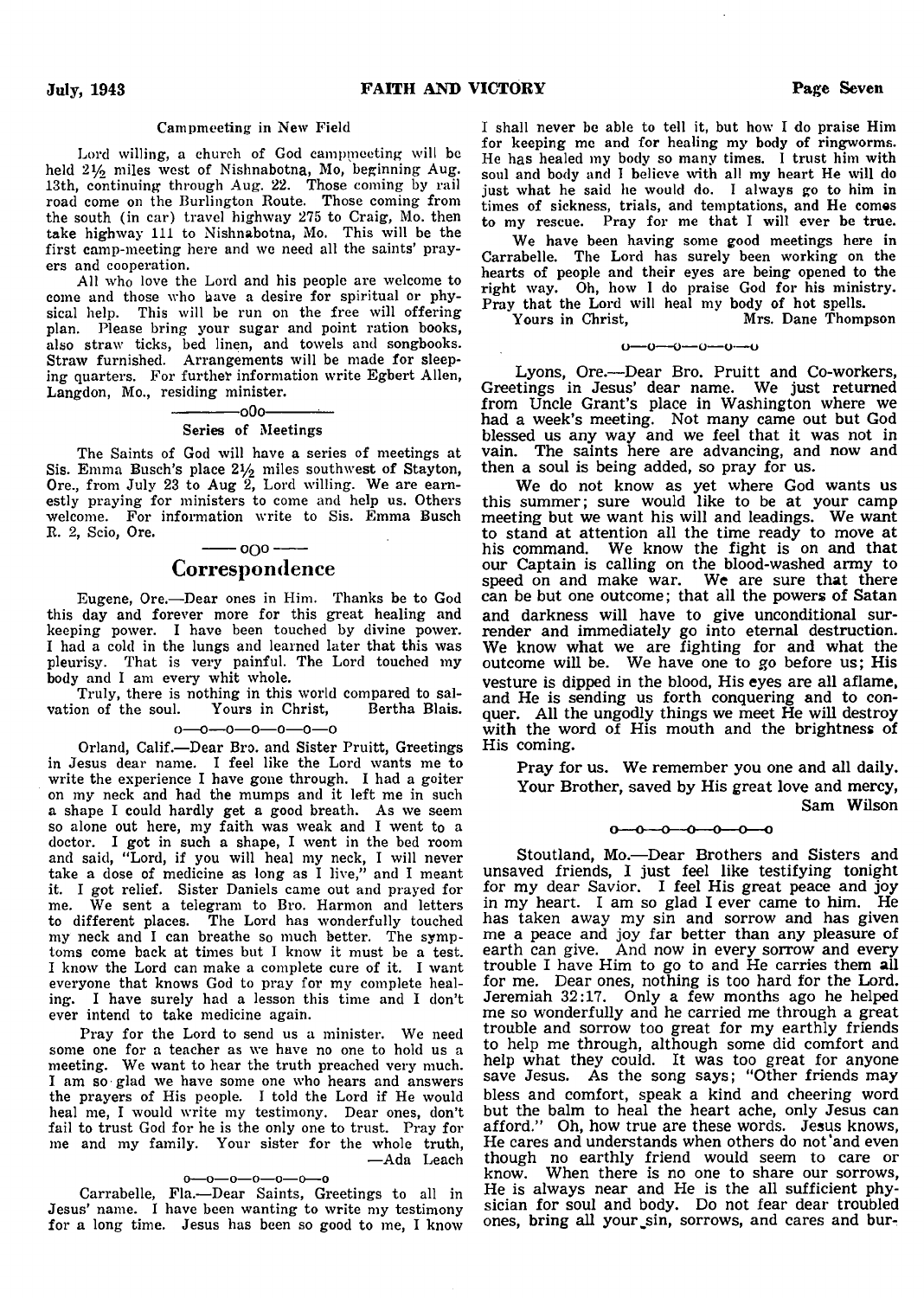### Campmeeting in New Field

Lord willing, a church of God campmeeting will be held 2½ miles west of Nishnabotna, Mo, beginning Aug. 13th, continuing through Aug. 22. Those coming by rail road come on the Burlington Route. Those coming from the south (in car) travel highway 275 to Craig, Mo. then take highway 111 to Nishnabotna, Mo. This will be the first camp-meeting here and we need all the saints' prayers and cooperation.

All who love the Lord and his people are welcome to come and those who have a desire for spiritual or physical help. This will be run on the free will offering plan. Please bring your sugar and point ration books, also straw ticks, bed linen, and towels and songbooks. Straw furnished. Arrangements will be made for sleeping quarters. For further information write Egbert Allen, Langdon, Mo., residing minister.

—————oOo—————

### Series of Meetings

The Saints of God will have a series of meetings at Sis. Emma Busch's place 2½ miles southwest of Stayton, Ore., from July 23 to Aug 2, Lord willing. We are earnestly praying for ministers to come and help us. Others welcome. For information write to Sis. Emma Busch R. 2, Scio, Ore.

—— oOo ——

## Correspondence

Eugene, Ore.—Dear ones in Him. Thanks be to God this day and forever more for this great healing and keeping power. I have been touched by divine power. I had a cold in the lungs and learned later that this was pleurisy. That is very painful. The Lord touched my body and I am every whit whole.

Truly, there is nothing in this world compared to salvation of the soul. Yours in Christ, Bertha Blais.

o—o—o—o—o—o—o

Orland, Calif.—Dear Bro. and Sister Pruitt, Greetings in Jesus dear name. I feel like the Lord wants me to write the experience I have gone through. I had a goiter on my neck and had the mumps and it left me in such a shape I could hardly get a good breath. As we seem so alone out here, my faith was weak and I went to a doctor. I got in such a shape, I went in the bed room and said, "Lord, if you will heal my neck, I will never take a dose of medicine as long as I live," and I meant it. I got relief. Sister Daniels came out and prayed for me. We sent a telegram to Bro. Harmon and letters to different places. The Lord has wonderfully touched my neck and I can breathe so much better. The symptoms come back at times but I know it must be a test. I know the Lord can make a complete cure of it. I want everyone that knows God to pray for my complete healing. I have surely had a lesson this time and I don't ever intend to take medicine again.

Pray for the Lord to send us a minister. We need some one for a teacher as we have no one to hold us a meeting. We want to hear the truth preached very much. I am so glad we have some one who hears and answers the prayers of His people. I told the Lord if He would heal me, I would write my testimony. Dear ones, don't fail to trust God for he is the only one to trust. Pray for me and my family. Your sister for the whole truth,

—Ada Leach

o—o—o—o—o—o—o

Carrabelle, Fla.—Dear Saints, Greetings to all in Jesus' name. I have been wanting to write my testimony for a long time. Jesus has been so good to me, I know I shall never be able to tell it, but how I do praise Him for keeping me and for healing my body of ringworms. He has healed my body so many times. I trust him with soul and body and I believe with all my heart He will do just what he said he would do. I always go to him in times of sickness, trials, and temptations, and He comes to my rescue. Pray for me that I will ever be true.

We have been having some good meetings here in Carrabelle. The Lord has surely been working on the hearts of people and their eyes are being opened to the right way. Oh, how I do praise God for his ministry. Pray that the Lord will heal my body of hot spells.

Yours in Christ, Mrs. Dane Thompson

o—o—o—o—o—o

Lyons, Ore.—Dear Bro. Pruitt and Co-workers, Greetings in Jesus' dear name. We just returned from Uncle Grant's place in Washington where we had a week's meeting. Not many came out but God blessed us any way and we feel that it was not in vain. The saints here are advancing, and now and then a soul is being added, so pray for us.

We do not know as yet where God wants us this summer; sure would like to be at your camp meeting but we want his will and leadings. We want to stand at attention all the time ready to move at his command. We know the fight is on and that our Captain is calling on the blood-washed army to speed on and make war. We are sure that there can be but one outcome; that all the powers of Satan and darkness will have to give unconditional surrender and immediately go into eternal destruction. We know what we are fighting for and what the outcome will be. We have one to go before us; His vesture is dipped in the blood, His eyes are all aflame, and He is sending us forth conquering and to conquer. All the ungodly things we meet He will destroy with the word of His mouth and the brightness of His coming.

Pray for us. We remember you one and all daily.
Your Brother, saved by His great love and mercy,
Sam Wilson

o—o—o—o—o—o—o—o

Stoutland, Mo.—Dear Brothers and Sisters and unsaved friends, I just feel like testifying tonight for my dear Savior. I feel His great peace and joy in my heart. I am so glad I ever came to him. He has taken away my sin and sorrow and has given me a peace and joy far better than any pleasure of earth can give. And now in every sorrow and every trouble I have Him to go to and He carries them all for me. Dear ones, nothing is too hard for the Lord. Jeremiah 32:17. Only a few months ago he helped me so wonderfully and he carried me through a great trouble and sorrow too great for my earthly friends to help me through, although some did comfort and help what they could. It was too great for anyone save Jesus. As the song says; "Other friends may bless and comfort, speak a kind and cheering word but the balm to heal the heart ache, only Jesus can afford." Oh, how true are these words. Jesus knows, He cares and understands when others do not and even though no earthly friend would seem to care or know. When there is no one to share our sorrows, He is always near and He is the all sufficient physician for soul and body. Do not fear dear troubled ones, bring all your sin, sorrows, and cares and bur-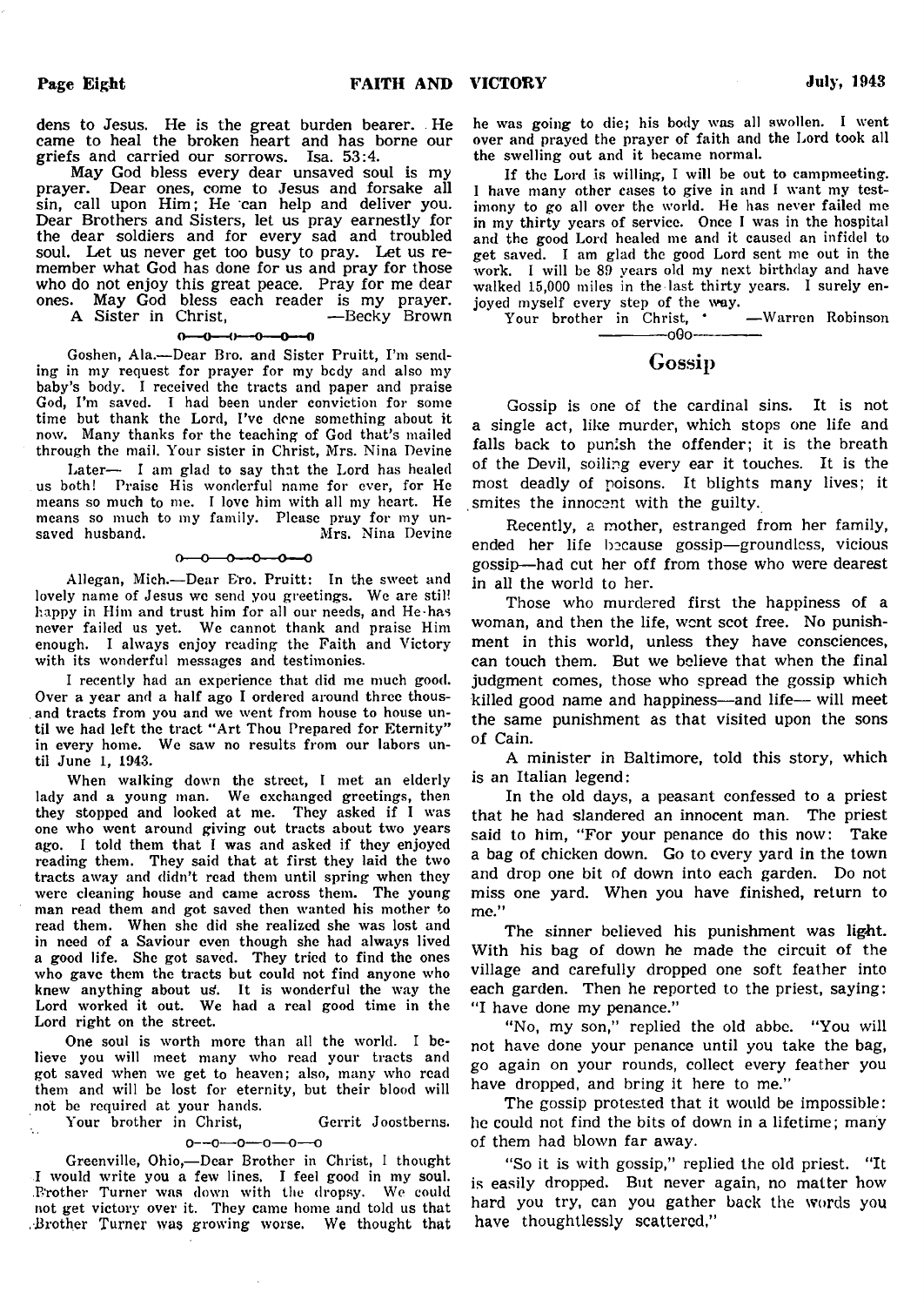dens to Jesus. He is the great burden bearer. He came to heal the broken heart and has borne our griefs and carried our sorrows. Isa. 53:4.

May God bless every dear unsaved soul is my prayer. Dear ones, come to Jesus and forsake all sin, call upon Him; He can help and deliver you. Dear Brothers and Sisters, let us pray earnestly for the dear soldiers and for every sad and troubled soul. Let us never get too busy to pray. Let us remember what God has done for us and pray for those who do not enjoy this great peace. Pray for me dear ones. May God bless each reader is my prayer.

A Sister in Christ, —Becky Brown

o—o—o—o—o—o

Goshen, Ala.—Dear Bro. and Sister Pruitt, I'm sending in my request for prayer for my body and also my baby's body. I received the tracts and paper and praise God, I'm saved. I had been under conviction for some time but thank the Lord, I've done something about it now. Many thanks for the teaching of God that's mailed through the mail. Your sister in Christ, Mrs. Nina Devine

Later— I am glad to say that the Lord has healed us both! Praise His wonderful name for ever, for He means so much to me. I love him with all my heart. He means so much to my family. Please pray for my unsaved husband. Mrs. Nina Devine

o—o—o—o—o—o

Allegan, Mich.—Dear Bro. Pruitt: In the sweet and lovely name of Jesus we send you greetings. We are still happy in Him and trust him for all our needs, and He has never failed us yet. We cannot thank and praise Him enough. I always enjoy reading the Faith and Victory with its wonderful messages and testimonies.

I recently had an experience that did me much good. Over a year and a half ago I ordered around three thousand tracts from you and we went from house to house until we had left the tract "Art Thou Prepared for Eternity" in every home. We saw no results from our labors until June 1, 1943.

When walking down the street, I met an elderly lady and a young man. We exchanged greetings, then they stopped and looked at me. They asked if I was one who went around giving out tracts about two years ago. I told them that I was and asked if they enjoyed reading them. They said that at first they laid the two tracts away and didn't read them until spring when they were cleaning house and came across them. The young man read them and got saved then wanted his mother to read them. When she did she realized she was lost and in need of a Saviour even though she had always lived a good life. She got saved. They tried to find the ones who gave them the tracts but could not find anyone who knew anything about us. It is wonderful the way the Lord worked it out. We had a real good time in the Lord right on the street.

One soul is worth more than all the world. I believe you will meet many who read your tracts and got saved when we get to heaven; also, many who read them and will be lost for eternity, but their blood will not be required at your hands.

Your brother in Christ, Gerrit Joostberns.

o—o—o—o—o—o

Greenville, Ohio,—Dear Brother in Christ, I thought I would write you a few lines. I feel good in my soul. Brother Turner was down with the dropsy. We could not get victory over it. They came home and told us that Brother Turner was growing worse. We thought that he was going to die; his body was all swollen. I went over and prayed the prayer of faith and the Lord took all the swelling out and it became normal.

If the Lord is willing, I will be out to campmeeting. I have many other cases to give in and I want my testimony to go all over the world. He has never failed me in my thirty years of service. Once I was in the hospital and the good Lord healed me and it caused an infidel to get saved. I am glad the good Lord sent me out in the work. I will be 89 years old my next birthday and have walked 15,000 miles in the last thirty years. I surely enjoyed myself every step of the way.

Your brother in Christ, —Warren Robinson

—o0o—

## Gossip

Gossip is one of the cardinal sins. It is not a single act, like murder, which stops one life and falls back to punish the offender; it is the breath of the Devil, soiling every ear it touches. It is the most deadly of poisons. It blights many lives; it smites the innocent with the guilty.

Recently, a mother, estranged from her family, ended her life because gossip—groundless, vicious gossip—had cut her off from those who were dearest in all the world to her.

Those who murdered first the happiness of a woman, and then the life, went scot free. No punishment in this world, unless they have consciences, can touch them. But we believe that when the final judgment comes, those who spread the gossip which killed good name and happiness—and life— will meet the same punishment as that visited upon the sons of Cain.

A minister in Baltimore, told this story, which is an Italian legend:

In the old days, a peasant confessed to a priest that he had slandered an innocent man. The priest said to him, "For your penance do this now: Take a bag of chicken down. Go to every yard in the town and drop one bit of down into each garden. Do not miss one yard. When you have finished, return to me."

The sinner believed his punishment was light. With his bag of down he made the circuit of the village and carefully dropped one soft feather into each garden. Then he reported to the priest, saying: "I have done my penance."

"No, my son," replied the old abbe. "You will not have done your penance until you take the bag, go again on your rounds, collect every feather you have dropped, and bring it here to me."

The gossip protested that it would be impossible: he could not find the bits of down in a lifetime; many of them had blown far away.

"So it is with gossip," replied the old priest. "It is easily dropped. But never again, no matter how hard you try, can you gather back the words you have thoughtlessly scattered."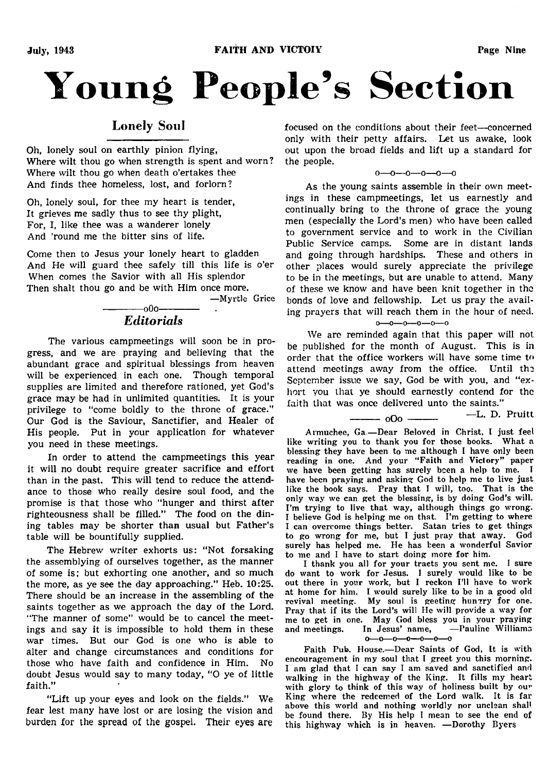# Young People's Section

## Lonely Soul

Oh, lonely soul on earthly pinion flying,
Where wilt thou go when strength is spent and worn?
Where wilt thou go when death o'ertakes thee
And finds thee homeless, lost, and forlorn?

Oh, lonely soul, for thee my heart is tender,
It grieves me sadly thus to see thy plight,
For, I, like thee was a wanderer lonely
And 'round me the bitter sins of life.

Come then to Jesus your lonely heart to gladden
And He will guard thee safely till this life is o'er
When comes the Savior with all His splendor
Then shalt thou go and be with Him once more.

—Myrtle Grice

oOo

## *Editorials*

The various campmeetings will soon be in progress, and we are praying and believing that the abundant grace and spiritual blessings from heaven will be experienced in each one. Though temporal supplies are limited and therefore rationed, yet God's grace may be had in unlimited quantities. It is your privilege to "come boldly to the throne of grace." Our God is the Saviour, Sanctifier, and Healer of His people. Put in your application for whatever you need in these meetings.

In order to attend the campmeetings this year it will no doubt require greater sacrifice and effort than in the past. This will tend to reduce the attendance to those who really desire soul food, and the promise is that those who "hunger and thirst after righteousness shall be filled." The food on the dining tables may be shorter than usual but Father's table will be bountifully supplied.

The Hebrew writer exhorts us: "Not forsaking the assemblying of ourselves together, as the manner of some is; but exhorting one another, and so much the more, as ye see the day approaching." Heb. 10:25. There should be an increase in the assembling of the saints together as we approach the day of the Lord. "The manner of some" would be to cancel the meetings and say it is impossible to hold them in these war times. But our God is one who is able to alter and change circumstances and conditions for those who have faith and confidence in Him. No doubt Jesus would say to many today, "O ye of little faith."

"Lift up your eyes and look on the fields." We fear lest many have lost or are losing the vision and burden for the spread of the gospel. Their eyes are focused on the conditions about their feet—concerned only with their petty affairs. Let us awake, look out upon the broad fields and lift up a standard for the people.

o—o—o—o—o—o

As the young saints assemble in their own meetings in these campmeetings, let us earnestly and continually bring to the throne of grace the young men (especially the Lord's men) who have been called to government service and to work in the Civilian Public Service camps. Some are in distant lands and going through hardships. These and others in other places would surely appreciate the privilege to be in the meetings, but are unable to attend. Many of these we know and have been knit together in the bonds of love and fellowship. Let us pray the availing prayers that will reach them in the hour of need.

o—o—o—o—o—o

We are reminded again that this paper will not be published for the month of August. This is in order that the office workers will have some time to attend meetings away from the office. Until the September issue we say, God be with you, and "exhort you that ye should earnestly contend for the faith that was once delivered unto the saints."

—L. D. Pruitt

oOo

Armuchee, Ga.—Dear Beloved in Christ, I just feel like writing you to thank you for those books. What a blessing they have been to me although I have only been reading in one. And your "Faith and Victory" paper we have been getting has surely been a help to me. I have been praying and asking God to help me to live just like the book says. Pray that I will, too. That is the only way we can get the blessing, is by doing God's will. I'm trying to live that way, although things go wrong. I believe God is helping me on that. I'm getting to where I can overcome things better. Satan tries to get things to go wrong for me, but I just pray that away. God surely has helped me. He has been a wonderful Savior to me and I have to start doing more for him.

I thank you all for your tracts you sent me. I sure do want to work for Jesus. I surely would like to be out there in your work, but I reckon I'll have to work at home for him. I would surely like to be in a good old revival meeting. My soul is geeting hunrry for one. Pray that if its the Lord's will He will provide a way for me to get in one. May God bless you in your praying and meetings. In Jesus' name, —Pauline Williams

o—o—o—o—o—o—o

Faith Pub. House.—Dear Saints of God, It is with encouragement in my soul that I greet you this morning. I am glad that I can say I am saved and sanctified and walking in the highway of the King. It fills my heart with glory to think of this way of holiness built by our King where the redeemed of the Lord walk. It is far above this world and nothing worldly nor unclean shall be found there. By His help I mean to see the end of this highway which is in heaven. —Dorothy Byers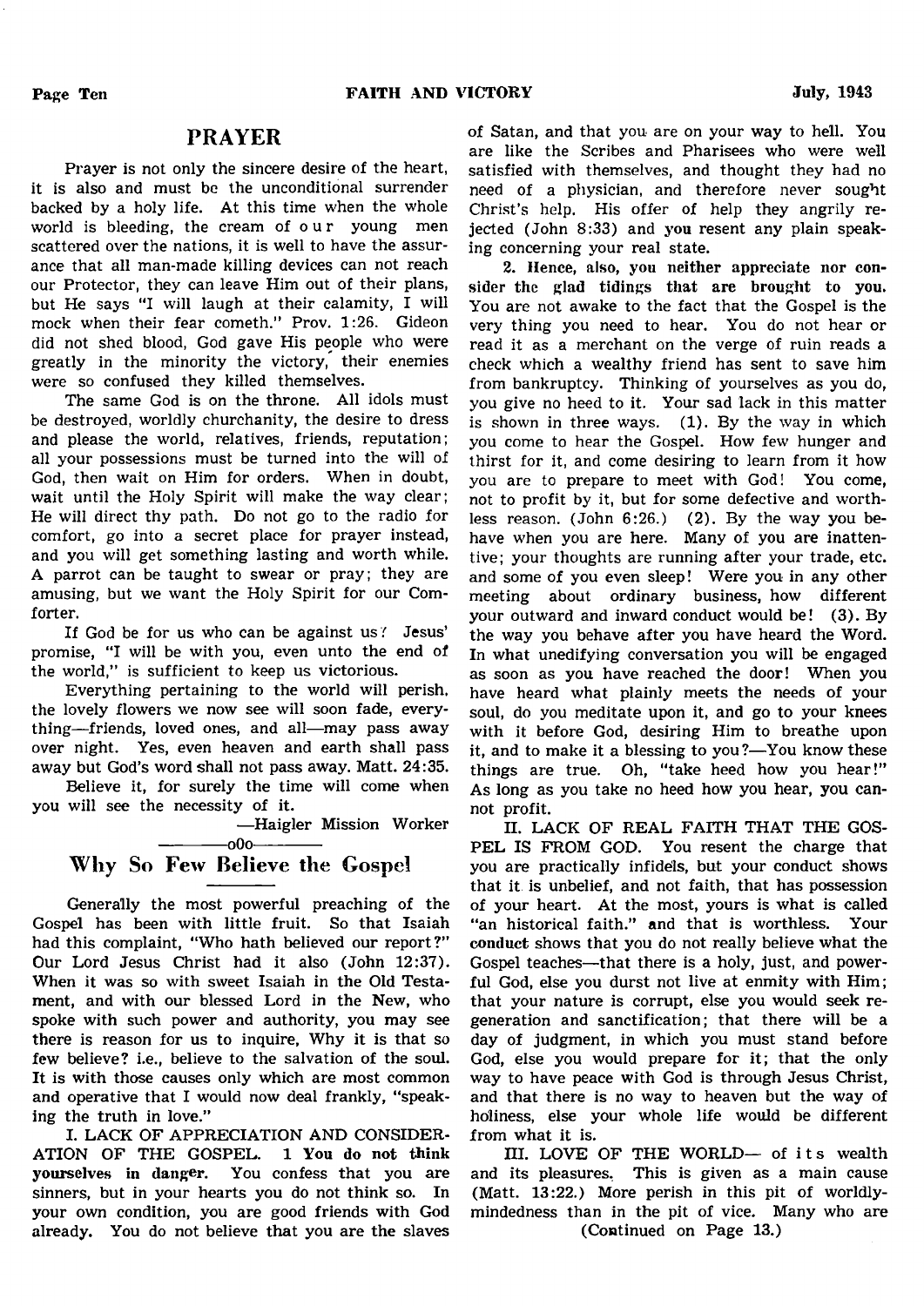## PRAYER

Prayer is not only the sincere desire of the heart, it is also and must be the unconditional surrender backed by a holy life. At this time when the whole world is bleeding, the cream of our young men scattered over the nations, it is well to have the assurance that all man-made killing devices can not reach our Protector, they can leave Him out of their plans, but He says "I will laugh at their calamity, I will mock when their fear cometh." Prov. 1:26. Gideon did not shed blood, God gave His people who were greatly in the minority the victory, their enemies were so confused they killed themselves.

The same God is on the throne. All idols must be destroyed, worldly churchanity, the desire to dress and please the world, relatives, friends, reputation; all your possessions must be turned into the will of God, then wait on Him for orders. When in doubt, wait until the Holy Spirit will make the way clear; He will direct thy path. Do not go to the radio for comfort, go into a secret place for prayer instead, and you will get something lasting and worth while. A parrot can be taught to swear or pray; they are amusing, but we want the Holy Spirit for our Comforter.

If God be for us who can be against us? Jesus' promise, "I will be with you, even unto the end of the world," is sufficient to keep us victorious.

Everything pertaining to the world will perish, the lovely flowers we now see will soon fade, everything—friends, loved ones, and all—may pass away over night. Yes, even heaven and earth shall pass away but God's word shall not pass away. Matt. 24:35.

Believe it, for surely the time will come when you will see the necessity of it.

—Haigler Mission Worker

---

## Why So Few Believe the Gospel

Generally the most powerful preaching of the Gospel has been with little fruit. So that Isaiah had this complaint, "Who hath believed our report?" Our Lord Jesus Christ had it also (John 12:37). When it was so with sweet Isaiah in the Old Testament, and with our blessed Lord in the New, who spoke with such power and authority, you may see there is reason for us to inquire, Why it is that so few believe? i.e., believe to the salvation of the soul. It is with those causes only which are most common and operative that I would now deal frankly, "speaking the truth in love."

I. LACK OF APPRECIATION AND CONSIDERATION OF THE GOSPEL. **1 You do not think yourselves in danger.** You confess that you are sinners, but in your hearts you do not think so. In your own condition, you are good friends with God already. You do not believe that you are the slaves of Satan, and that you are on your way to hell. You are like the Scribes and Pharisees who were well satisfied with themselves, and thought they had no need of a physician, and therefore never sought Christ's help. His offer of help they angrily rejected (John 8:33) and you resent any plain speaking concerning your real state.

**2. Hence, also, you neither appreciate nor consider the glad tidings that are brought to you.** You are not awake to the fact that the Gospel is the very thing you need to hear. You do not hear or read it as a merchant on the verge of ruin reads a check which a wealthy friend has sent to save him from bankruptcy. Thinking of yourselves as you do, you give no heed to it. Your sad lack in this matter is shown in three ways. (1). By the way in which you come to hear the Gospel. How few hunger and thirst for it, and come desiring to learn from it how you are to prepare to meet with God! You come, not to profit by it, but for some defective and worthless reason. (John 6:26.) (2). By the way you behave when you are here. Many of you are inattentive; your thoughts are running after your trade, etc. and some of you even sleep! Were you in any other meeting about ordinary business, how different your outward and inward conduct would be! (3). By the way you behave after you have heard the Word. In what unedifying conversation you will be engaged as soon as you have reached the door! When you have heard what plainly meets the needs of your soul, do you meditate upon it, and go to your knees with it before God, desiring Him to breathe upon it, and to make it a blessing to you?—You know these things are true. Oh, "take heed how you hear!" As long as you take no heed how you hear, you cannot profit.

II. LACK OF REAL FAITH THAT THE GOSPEL IS FROM GOD. You resent the charge that you are practically infidels, but your conduct shows that it is unbelief, and not faith, that has possession of your heart. At the most, yours is what is called "an historical faith." and that is worthless. Your conduct shows that you do not really believe what the Gospel teaches—that there is a holy, just, and powerful God, else you durst not live at enmity with Him; that your nature is corrupt, else you would seek regeneration and sanctification; that there will be a day of judgment, in which you must stand before God, else you would prepare for it; that the only way to have peace with God is through Jesus Christ, and that there is no way to heaven but the way of holiness, else your whole life would be different from what it is.

III. LOVE OF THE WORLD— of its wealth and its pleasures. This is given as a main cause (Matt. 13:22.) More perish in this pit of worldly-mindedness than in the pit of vice. Many who are

(Continued on Page 13.)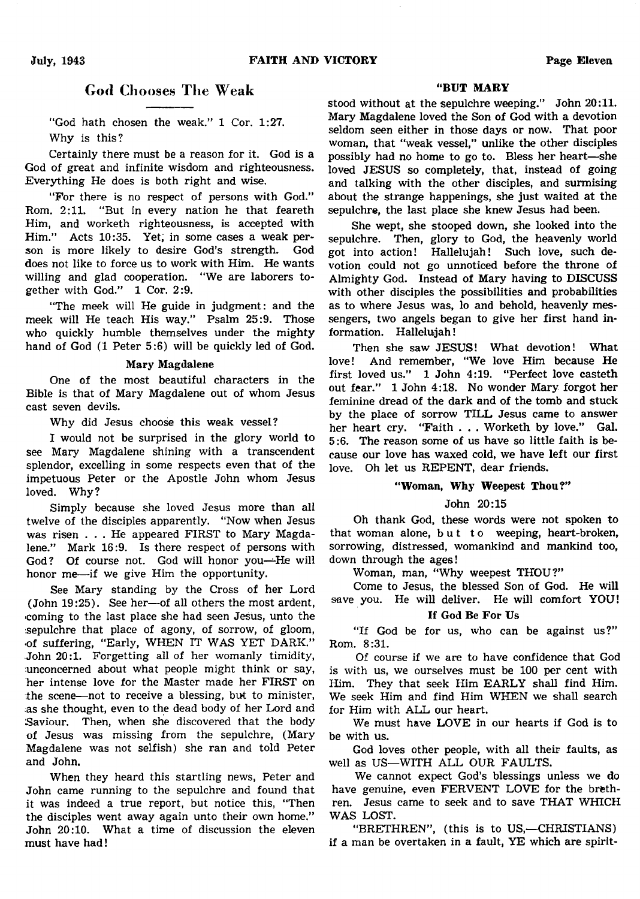## God Chooses The Weak

"God hath chosen the weak." 1 Cor. 1:27.

Why is this?

Certainly there must be a reason for it. God is a God of great and infinite wisdom and righteousness. Everything He does is both right and wise.

"For there is no respect of persons with God." Rom. 2:11. "But in every nation he that feareth Him, and worketh righteousness, is accepted with Him." Acts 10:35. Yet, in some cases a weak person is more likely to desire God's strength. God does not like to force us to work with Him. He wants willing and glad cooperation. "We are laborers together with God." 1 Cor. 2:9.

"The meek will He guide in judgment: and the meek will He teach His way." Psalm 25:9. Those who quickly humble themselves under the mighty hand of God (1 Peter 5:6) will be quickly led of God.

### Mary Magdalene

One of the most beautiful characters in the Bible is that of Mary Magdalene out of whom Jesus cast seven devils.

Why did Jesus choose this weak vessel?

I would not be surprised in the glory world to see Mary Magdalene shining with a transcendent splendor, excelling in some respects even that of the impetuous Peter or the Apostle John whom Jesus loved. Why?

Simply because she loved Jesus more than all twelve of the disciples apparently. "Now when Jesus was risen . . . He appeared FIRST to Mary Magdalene." Mark 16:9. Is there respect of persons with God? Of course not. God will honor you—He will honor me—if we give Him the opportunity.

See Mary standing by the Cross of her Lord (John 19:25). See her—of all others the most ardent, coming to the last place she had seen Jesus, unto the sepulchre that place of agony, of sorrow, of gloom, of suffering, "Early, WHEN IT WAS YET DARK." John 20:1. Forgetting all of her womanly timidity, unconcerned about what people might think or say, her intense love for the Master made her FIRST on the scene—not to receive a blessing, but to minister, as she thought, even to the dead body of her Lord and Saviour. Then, when she discovered that the body of Jesus was missing from the sepulchre, (Mary Magdalene was not selfish) she ran and told Peter and John.

When they heard this startling news, Peter and John came running to the sepulchre and found that it was indeed a true report, but notice this, "Then the disciples went away again unto their own home." John 20:10. What a time of discussion the eleven must have had!

### "BUT MARY

stood without at the sepulchre weeping." John 20:11. Mary Magdalene loved the Son of God with a devotion seldom seen either in those days or now. That poor woman, that "weak vessel," unlike the other disciples possibly had no home to go to. Bless her heart—she loved JESUS so completely, that, instead of going and talking with the other disciples, and surmising about the strange happenings, she just waited at the sepulchre, the last place she knew Jesus had been.

She wept, she stooped down, she looked into the sepulchre. Then, glory to God, the heavenly world got into action! Hallelujah! Such love, such devotion could not go unnoticed before the throne of Almighty God. Instead of Mary having to DISCUSS with other disciples the possibilities and probabilities as to where Jesus was, lo and behold, heavenly messengers, two angels began to give her first hand information. Hallelujah!

Then she saw JESUS! What devotion! What love! And remember, "We love Him because He first loved us." 1 John 4:19. "Perfect love casteth out fear." 1 John 4:18. No wonder Mary forgot her feminine dread of the dark and of the tomb and stuck by the place of sorrow TILL Jesus came to answer her heart cry. "Faith . . . Worketh by love." Gal. 5:6. The reason some of us have so little faith is because our love has waxed cold, we have left our first love. Oh let us REPENT, dear friends.

### "Woman, Why Weepest Thou?"

John 20:15

Oh thank God, these words were not spoken to that woman alone, but to weeping, heart-broken, sorrowing, distressed, womankind and mankind too, down through the ages!

Woman, man, "Why weepest THOU?"

Come to Jesus, the blessed Son of God. He will save you. He will deliver. He will comfort YOU!

### If God Be For Us

"If God be for us, who can be against us?" Rom. 8:31.

Of course if we are to have confidence that God is with us, we ourselves must be 100 per cent with Him. They that seek Him EARLY shall find Him. We seek Him and find Him WHEN we shall search for Him with ALL our heart.

We must have LOVE in our hearts if God is to be with us.

God loves other people, with all their faults, as well as US—WITH ALL OUR FAULTS.

We cannot expect God's blessings unless we do have genuine, even FERVENT LOVE for the brethren. Jesus came to seek and to save THAT WHICH WAS LOST.

"BRETHREN", (this is to US,—CHRISTIANS) if a man be overtaken in a fault, YE which are spirit-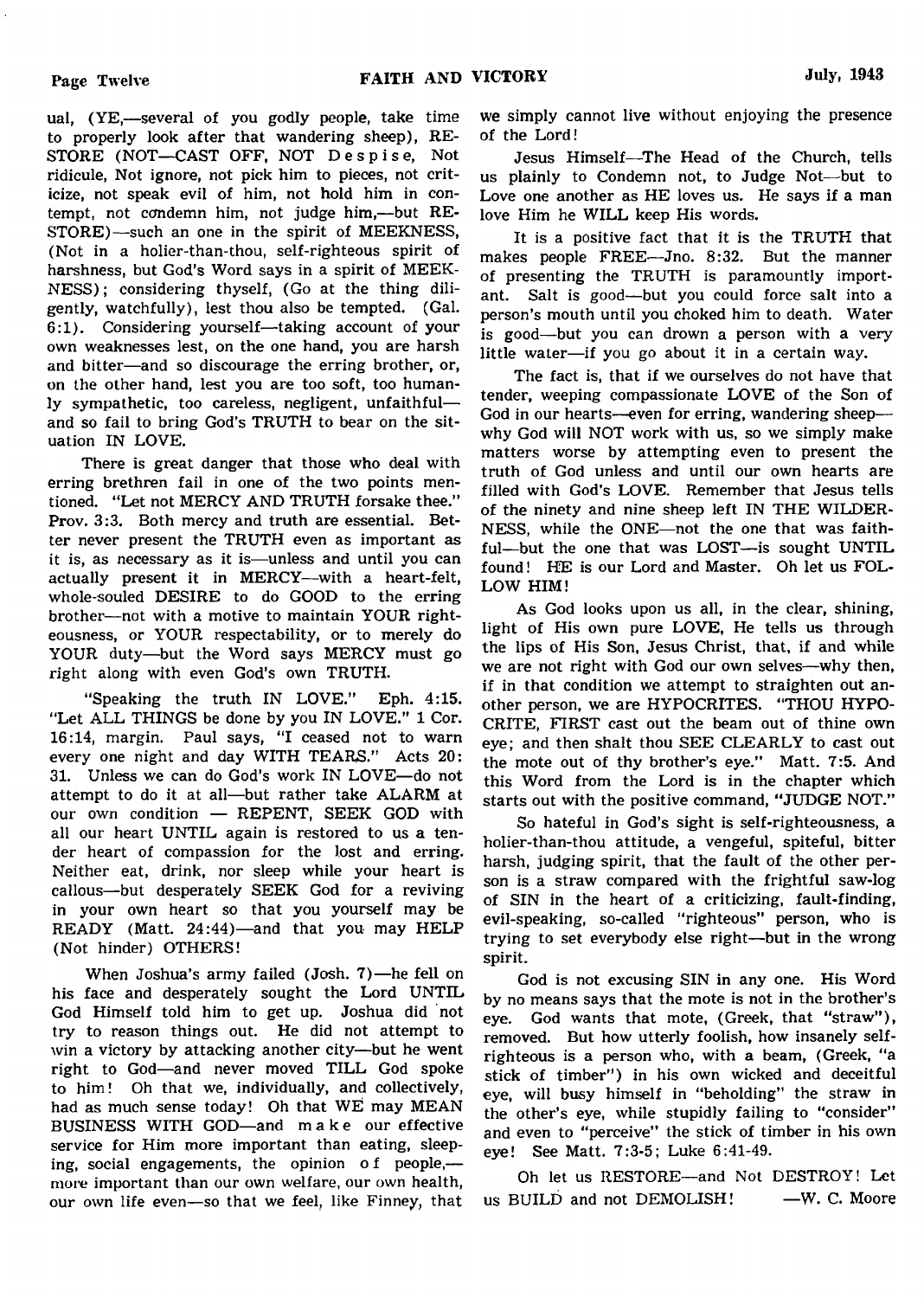ual, (YE,—several of you godly people, take time to properly look after that wandering sheep), RESTORE (NOT—CAST OFF, NOT Despise, Not ridicule, Not ignore, not pick him to pieces, not criticize, not speak evil of him, not hold him in contempt, not condemn him, not judge him,—but RESTORE)—such an one in the spirit of MEEKNESS, (Not in a holier-than-thou, self-righteous spirit of harshness, but God's Word says in a spirit of MEEKNESS); considering thyself, (Go at the thing diligently, watchfully), lest thou also be tempted. (Gal. 6:1). Considering yourself—taking account of your own weaknesses lest, on the one hand, you are harsh and bitter—and so discourage the erring brother, or, on the other hand, lest you are too soft, too humanly sympathetic, too careless, negligent, unfaithful—and so fail to bring God's TRUTH to bear on the situation IN LOVE.

There is great danger that those who deal with erring brethren fail in one of the two points mentioned. "Let not MERCY AND TRUTH forsake thee." Prov. 3:3. Both mercy and truth are essential. Better never present the TRUTH even as important as it is, as necessary as it is—unless and until you can actually present it in MERCY—with a heart-felt, whole-souled DESIRE to do GOOD to the erring brother—not with a motive to maintain YOUR righteousness, or YOUR respectability, or to merely do YOUR duty—but the Word says MERCY must go right along with even God's own TRUTH.

"Speaking the truth IN LOVE." Eph. 4:15. "Let ALL THINGS be done by you IN LOVE." 1 Cor. 16:14, margin. Paul says, "I ceased not to warn every one night and day WITH TEARS." Acts 20: 31. Unless we can do God's work IN LOVE—do not attempt to do it at all—but rather take ALARM at our own condition — REPENT, SEEK GOD with all our heart UNTIL again is restored to us a tender heart of compassion for the lost and erring. Neither eat, drink, nor sleep while your heart is callous—but desperately SEEK God for a reviving in your own heart so that you yourself may be READY (Matt. 24:44)—and that you may HELP (Not hinder) OTHERS!

When Joshua's army failed (Josh. 7)—he fell on his face and desperately sought the Lord UNTIL God Himself told him to get up. Joshua did not try to reason things out. He did not attempt to win a victory by attacking another city—but he went right to God—and never moved TILL God spoke to him! Oh that we, individually, and collectively, had as much sense today! Oh that WE may MEAN BUSINESS WITH GOD—and make our effective service for Him more important than eating, sleeping, social engagements, the opinion of people,—more important than our own welfare, our own health, our own life even—so that we feel, like Finney, that we simply cannot live without enjoying the presence of the Lord!

Jesus Himself—The Head of the Church, tells us plainly to Condemn not, to Judge Not—but to Love one another as HE loves us. He says if a man love Him he WILL keep His words.

It is a positive fact that it is the TRUTH that makes people FREE—Jno. 8:32. But the manner of presenting the TRUTH is paramountly important. Salt is good—but you could force salt into a person's mouth until you choked him to death. Water is good—but you can drown a person with a very little water—if you go about it in a certain way.

The fact is, that if we ourselves do not have that tender, weeping compassionate LOVE of the Son of God in our hearts—even for erring, wandering sheep—why God will NOT work with us, so we simply make matters worse by attempting even to present the truth of God unless and until our own hearts are filled with God's LOVE. Remember that Jesus tells of the ninety and nine sheep left IN THE WILDERNESS, while the ONE—not the one that was faithful—but the one that was LOST—is sought UNTIL found! HE is our Lord and Master. Oh let us FOLLOW HIM!

As God looks upon us all, in the clear, shining, light of His own pure LOVE, He tells us through the lips of His Son, Jesus Christ, that, if and while we are not right with God our own selves—why then, if in that condition we attempt to straighten out another person, we are HYPOCRITES. "THOU HYPOCRITE, FIRST cast out the beam out of thine own eye; and then shalt thou SEE CLEARLY to cast out the mote out of thy brother's eye." Matt. 7:5. And this Word from the Lord is in the chapter which starts out with the positive command, "JUDGE NOT."

So hateful in God's sight is self-righteousness, a holier-than-thou attitude, a vengeful, spiteful, bitter harsh, judging spirit, that the fault of the other person is a straw compared with the frightful saw-log of SIN in the heart of a criticizing, fault-finding, evil-speaking, so-called "righteous" person, who is trying to set everybody else right—but in the wrong spirit.

God is not excusing SIN in any one. His Word by no means says that the mote is not in the brother's eye. God wants that mote, (Greek, that "straw"), removed. But how utterly foolish, how insanely self-righteous is a person who, with a beam, (Greek, "a stick of timber") in his own wicked and deceitful eye, will busy himself in "beholding" the straw in the other's eye, while stupidly failing to "consider" and even to "perceive" the stick of timber in his own eye! See Matt. 7:3-5; Luke 6:41-49.

Oh let us RESTORE—and Not DESTROY! Let us BUILD and not DEMOLISH! —W. C. Moore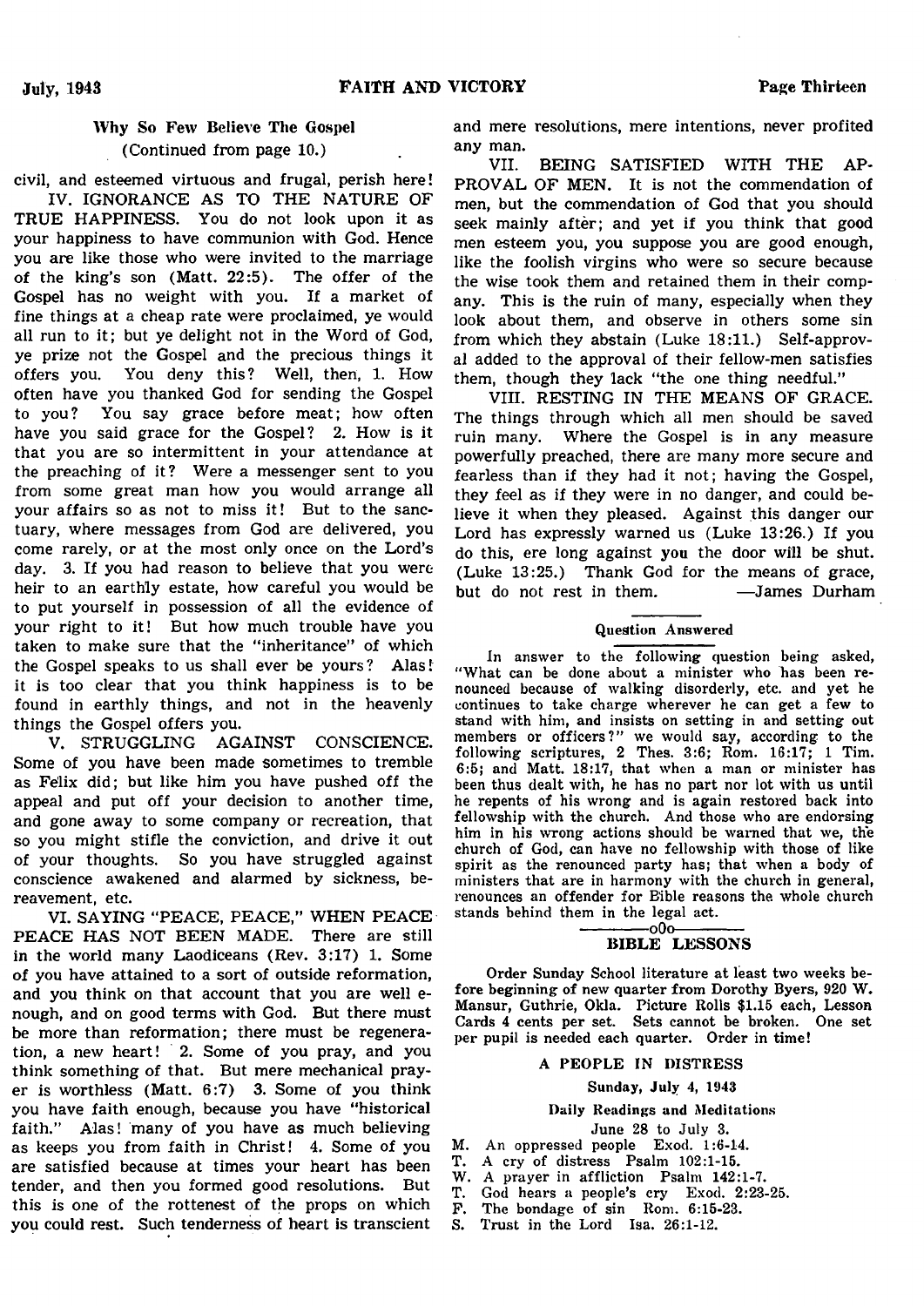### Why So Few Believe The Gospel

(Continued from page 10.)

civil, and esteemed virtuous and frugal, perish here!

IV. IGNORANCE AS TO THE NATURE OF TRUE HAPPINESS. You do not look upon it as your happiness to have communion with God. Hence you are like those who were invited to the marriage of the king's son (Matt. 22:5). The offer of the Gospel has no weight with you. If a market of fine things at a cheap rate were proclaimed, ye would all run to it; but ye delight not in the Word of God, ye prize not the Gospel and the precious things it offers you. You deny this? Well, then, 1. How often have you thanked God for sending the Gospel to you? You say grace before meat; how often have you said grace for the Gospel? 2. How is it that you are so intermittent in your attendance at the preaching of it? Were a messenger sent to you from some great man how you would arrange all your affairs so as not to miss it! But to the sanctuary, where messages from God are delivered, you come rarely, or at the most only once on the Lord's day. 3. If you had reason to believe that you were heir to an earthly estate, how careful you would be to put yourself in possession of all the evidence of your right to it! But how much trouble have you taken to make sure that the "inheritance" of which the Gospel speaks to us shall ever be yours? Alas! it is too clear that you think happiness is to be found in earthly things, and not in the heavenly things the Gospel offers you.

V. STRUGGLING AGAINST CONSCIENCE. Some of you have been made sometimes to tremble as Felix did; but like him you have pushed off the appeal and put off your decision to another time, and gone away to some company or recreation, that so you might stifle the conviction, and drive it out of your thoughts. So you have struggled against conscience awakened and alarmed by sickness, bereavement, etc.

VI. SAYING "PEACE, PEACE," WHEN PEACE PEACE HAS NOT BEEN MADE. There are still in the world many Laodiceans (Rev. 3:17) 1. Some of you have attained to a sort of outside reformation, and you think on that account that you are well enough, and on good terms with God. But there must be more than reformation; there must be regeneration, a new heart! 2. Some of you pray, and you think something of that. But mere mechanical prayer is worthless (Matt. 6:7) 3. Some of you think you have faith enough, because you have "historical faith." Alas! many of you have as much believing as keeps you from faith in Christ! 4. Some of you are satisfied because at times your heart has been tender, and then you formed good resolutions. But this is one of the rottenest of the props on which you could rest. Such tenderness of heart is transcient and mere resolutions, mere intentions, never profited any man.

VII. BEING SATISFIED WITH THE APPROVAL OF MEN. It is not the commendation of men, but the commendation of God that you should seek mainly after; and yet if you think that good men esteem you, you suppose you are good enough, like the foolish virgins who were so secure because the wise took them and retained them in their company. This is the ruin of many, especially when they look about them, and observe in others some sin from which they abstain (Luke 18:11.) Self-approval added to the approval of their fellow-men satisfies them, though they lack "the one thing needful."

VIII. RESTING IN THE MEANS OF GRACE. The things through which all men should be saved ruin many. Where the Gospel is in any measure powerfully preached, there are many more secure and fearless than if they had it not; having the Gospel, they feel as if they were in no danger, and could believe it when they pleased. Against this danger our Lord has expressly warned us (Luke 13:26.) If you do this, ere long against you the door will be shut. (Luke 13:25.) Thank God for the means of grace, but do not rest in them.

—James Durham

---

### Question Answered

In answer to the following question being asked, "What can be done about a minister who has been renounced because of walking disorderly, etc. and yet he continues to take charge wherever he can get a few to stand with him, and insists on setting in and setting out members or officers?" we would say, according to the following scriptures, 2 Thes. 3:6; Rom. 16:17; 1 Tim. 6:5; and Matt. 18:17, that when a man or minister has been thus dealt with, he has no part nor lot with us until he repents of his wrong and is again restored back into fellowship with the church. And those who are endorsing him in his wrong actions should be warned that we, the church of God, can have no fellowship with those of like spirit as the renounced party has; that when a body of ministers that are in harmony with the church in general, renounces an offender for Bible reasons the whole church stands behind them in the legal act.

---

### BIBLE LESSONS

Order Sunday School literature at least two weeks before beginning of new quarter from Dorothy Byers, 920 W. Mansur, Guthrie, Okla. Picture Rolls $1.15 each, Lesson Cards 4 cents per set. Sets cannot be broken. One set per pupil is needed each quarter. Order in time!

#### A PEOPLE IN DISTRESS

**Sunday, July 4, 1943**

**Daily Readings and Meditations**

June 28 to July 3.

- M. An oppressed people Exod. 1:6-14.
- T. A cry of distress Psalm 102:1-15.
- W. A prayer in affliction Psalm 142:1-7.
- T. God hears a people's cry Exod. 2:23-25.
- F. The bondage of sin Rom. 6:15-23.
- S. Trust in the Lord Isa. 26:1-12.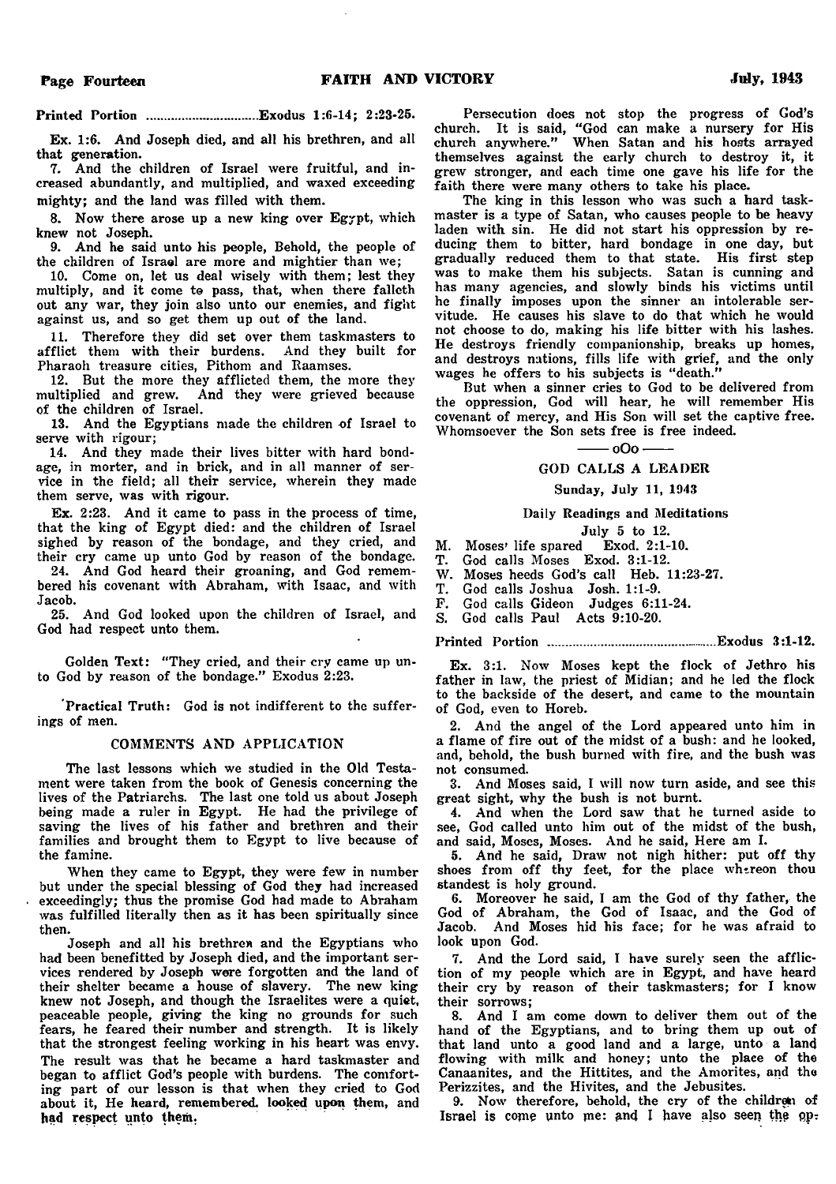Printed Portion ................................Exodus 1:6-14; 2:23-25.

Ex. 1:6. And Joseph died, and all his brethren, and all that generation.

7. And the children of Israel were fruitful, and increased abundantly, and multiplied, and waxed exceeding mighty; and the land was filled with them.

8. Now there arose up a new king over Egypt, which knew not Joseph.

9. And he said unto his people, Behold, the people of the children of Israel are more and mightier than we;

10. Come on, let us deal wisely with them; lest they multiply, and it come to pass, that, when there falleth out any war, they join also unto our enemies, and fight against us, and so get them up out of the land.

11. Therefore they did set over them taskmasters to afflict them with their burdens. And they built for Pharaoh treasure cities, Pithom and Raamses.

12. But the more they afflicted them, the more they multiplied and grew. And they were grieved because of the children of Israel.

13. And the Egyptians made the children of Israel to serve with rigour;

14. And they made their lives bitter with hard bondage, in morter, and in brick, and in all manner of service in the field; all their service, wherein they made them serve, was with rigour.

Ex. 2:23. And it came to pass in the process of time, that the king of Egypt died: and the children of Israel sighed by reason of the bondage, and they cried, and their cry came up unto God by reason of the bondage.

24. And God heard their groaning, and God remembered his covenant with Abraham, with Isaac, and with Jacob.

25. And God looked upon the children of Israel, and God had respect unto them.

Golden Text: "They cried, and their cry came up unto God by reason of the bondage." Exodus 2:23.

Practical Truth: God is not indifferent to the sufferings of men.

## COMMENTS AND APPLICATION

The last lessons which we studied in the Old Testament were taken from the book of Genesis concerning the lives of the Patriarchs. The last one told us about Joseph being made a ruler in Egypt. He had the privilege of saving the lives of his father and brethren and their families and brought them to Egypt to live because of the famine.

When they came to Egypt, they were few in number but under the special blessing of God they had increased exceedingly; thus the promise God had made to Abraham was fulfilled literally then as it has been spiritually since then.

Joseph and all his brethren and the Egyptians who had been benefitted by Joseph died, and the important services rendered by Joseph were forgotten and the land of their shelter became a house of slavery. The new king knew not Joseph, and though the Israelites were a quiet, peaceable people, giving the king no grounds for such fears, he feared their number and strength. It is likely that the strongest feeling working in his heart was envy. The result was that he became a hard taskmaster and began to afflict God's people with burdens. The comforting part of our lesson is that when they cried to God about it, He heard, remembered, looked upon them, and had respect unto them.

Persecution does not stop the progress of God's church. It is said, "God can make a nursery for His church anywhere." When Satan and his hosts arrayed themselves against the early church to destroy it, it grew stronger, and each time one gave his life for the faith there were many others to take his place.

The king in this lesson who was such a hard taskmaster is a type of Satan, who causes people to be heavy laden with sin. He did not start his oppression by reducing them to bitter, hard bondage in one day, but gradually reduced them to that state. His first step was to make them his subjects. Satan is cunning and has many agencies, and slowly binds his victims until he finally imposes upon the sinner an intolerable servitude. He causes his slave to do that which he would not choose to do, making his life bitter with his lashes. He destroys friendly companionship, breaks up homes, and destroys nations, fills life with grief, and the only wages he offers to his subjects is "death."

But when a sinner cries to God to be delivered from the oppression, God will hear, he will remember His covenant of mercy, and His Son will set the captive free. Whomsoever the Son sets free is free indeed.

—— oOo ——

## GOD CALLS A LEADER

Sunday, July 11, 1943

Daily Readings and Meditations

July 5 to 12.

M. Moses' life spared Exod. 2:1-10.
T. God calls Moses Exod. 3:1-12.
W. Moses heeds God's call Heb. 11:23-27.
T. God calls Joshua Josh. 1:1-9.
F. God calls Gideon Judges 6:11-24.
S. God calls Paul Acts 9:10-20.

Printed Portion ................................................Exodus 3:1-12.

Ex. 3:1. Now Moses kept the flock of Jethro his father in law, the priest of Midian; and he led the flock to the backside of the desert, and came to the mountain of God, even to Horeb.

2. And the angel of the Lord appeared unto him in a flame of fire out of the midst of a bush: and he looked, and, behold, the bush burned with fire, and the bush was not consumed.

3. And Moses said, I will now turn aside, and see this great sight, why the bush is not burnt.

4. And when the Lord saw that he turned aside to see, God called unto him out of the midst of the bush, and said, Moses, Moses. And he said, Here am I.

5. And he said, Draw not nigh hither: put off thy shoes from off thy feet, for the place whereon thou standest is holy ground.

6. Moreover he said, I am the God of thy father, the God of Abraham, the God of Isaac, and the God of Jacob. And Moses hid his face; for he was afraid to look upon God.

7. And the Lord said, I have surely seen the affliction of my people which are in Egypt, and have heard their cry by reason of their taskmasters; for I know their sorrows;

8. And I am come down to deliver them out of the hand of the Egyptians, and to bring them up out of that land unto a good land and a large, unto a land flowing with milk and honey; unto the place of the Canaanites, and the Hittites, and the Amorites, and the Perizzites, and the Hivites, and the Jebusites.

9. Now therefore, behold, the cry of the children of Israel is come unto me: and I have also seen the op-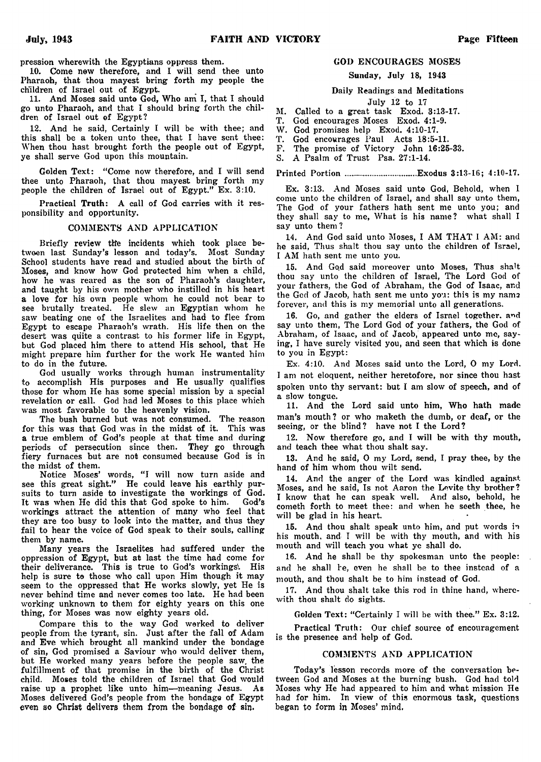pression wherewith the Egyptians oppress them.

10. Come now therefore, and I will send thee unto Pharaoh, that thou mayest bring forth my people the children of Israel out of Egypt.

11. And Moses said unto God, Who am I, that I should go unto Pharaoh, and that I should bring forth the children of Israel out of Egypt?

12. And he said, Certainly I will be with thee; and this shall be a token unto thee, that I have sent thee: When thou hast brought forth the people out of Egypt, ye shall serve God upon this mountain.

Golden Text: "Come now therefore, and I will send thee unto Pharaoh, that thou mayest bring forth my people the children of Israel out of Egypt." Ex. 3:10.

Practical Truth: A call of God carries with it responsibility and opportunity.

## COMMENTS AND APPLICATION

Briefly review the incidents which took place between last Sunday's lesson and today's. Most Sunday School students have read and studied about the birth of Moses, and know how God protected him when a child, how he was reared as the son of Pharaoh's daughter, and taught by his own mother who instilled in his heart a love for his own people whom he could not bear to see brutally treated. He slew an Egyptian whom he saw beating one of the Israelites and had to flee from Egypt to escape Pharaoh's wrath. His life then on the desert was quite a contrast to his former life in Egypt, but God placed him there to attend His school, that He might prepare him further for the work He wanted him to do in the future.

God usually works through human instrumentality to accomplish His purposes and He usually qualifies those for whom He has some special mission by a special revelation or call. God had led Moses to this place which was most favorable to the heavenly vision.

The bush burned but was not consumed. The reason for this was that God was in the midst of it. This was a true emblem of God's people at that time and during periods of persecution since then. They go through fiery furnaces but are not consumed because God is in the midst of them.

Notice Moses' words, "I will now turn aside and see this great sight." He could leave his earthly pursuits to turn aside to investigate the workings of God. It was when He did this that God spoke to him. God's workings attract the attention of many who feel that they are too busy to look into the matter, and thus they fail to hear the voice of God speak to their souls, calling them by name.

Many years the Israelites had suffered under the oppression of Egypt, but at last the time had come for their deliverance. This is true to God's workings. His help is sure to those who call upon Him though it may seem to the oppressed that He works slowly, yet He is never behind time and never comes too late. He had been working unknown to them for eighty years on this one thing, for Moses was now eighty years old.

Compare this to the way God worked to deliver people from the tyrant, sin. Just after the fall of Adam and Eve which brought all mankind under the bondage of sin, God promised a Saviour who would deliver them, but He worked many years before the people saw the fulfillment of that promise in the birth of the Christ child. Moses told the children of Israel that God would raise up a prophet like unto him—meaning Jesus. As Moses delivered God's people from the bondage of Egypt even so Christ delivers them from the bondage of sin.

## GOD ENCOURAGES MOSES

**Sunday, July 18, 1943**

**Daily Readings and Meditations**
**July 12 to 17**

M. Called to a great task Exod. 3:13-17.
T. God encourages Moses Exod. 4:1-9.
W. God promises help Exod. 4:10-17.
T. God encourages Paul Acts 18:5-11.
F. The promise of Victory John 16:25-33.
S. A Psalm of Trust Psa. 27:1-14.

Printed Portion ..............................Exodus 3:13-16; 4:10-17.

Ex. 3:13. And Moses said unto God, Behold, when I come unto the children of Israel, and shall say unto them, The God of your fathers hath sent me unto you; and they shall say to me, What is his name? what shall I say unto them?

14. And God said unto Moses, I AM THAT I AM: and he said, Thus shalt thou say unto the children of Israel, I AM hath sent me unto you.

15. And God said moreover unto Moses, Thus shalt thou say unto the children of Israel, The Lord God of your fathers, the God of Abraham, the God of Isaac, and the God of Jacob, hath sent me unto you: this is my name forever, and this is my memorial unto all generations.

16. Go, and gather the elders of Israel together, and say unto them, The Lord God of your fathers, the God of Abraham, of Isaac, and of Jacob, appeared unto me, saying, I have surely visited you, and seen that which is done to you in Egypt:

Ex. 4:10. And Moses said unto the Lord, O my Lord, I am not eloquent, neither heretofore, nor since thou hast spoken unto thy servant: but I am slow of speech, and of a slow tongue.

11. And the Lord said unto him, Who hath made man's mouth? or who maketh the dumb, or deaf, or the seeing, or the blind? have not I the Lord?

12. Now therefore go, and I will be with thy mouth, and teach thee what thou shalt say.

13. And he said, O my Lord, send, I pray thee, by the hand of him whom thou wilt send.

14. And the anger of the Lord was kindled against Moses, and he said, Is not Aaron the Levite thy brother? I know that he can speak well. And also, behold, he cometh forth to meet thee: and when he seeth thee, he will be glad in his heart.

15. And thou shalt speak unto him, and put words in his mouth, and I will be with thy mouth, and with his mouth and will teach you what ye shall do.

16. And he shall be thy spokesman unto the people: and he shall be, even he shall be to thee instead of a mouth, and thou shalt be to him instead of God.

17. And thou shalt take this rod in thine hand, wherewith thou shalt do sights.

Golden Text: "Certainly I will be with thee." Ex. 3:12.

Practical Truth: Our chief source of encouragement is the presence and help of God.

## COMMENTS AND APPLICATION

Today's lesson records more of the conversation between God and Moses at the burning bush. God had told Moses why He had appeared to him and what mission He had for him. In view of this enormous task, questions began to form in Moses' mind.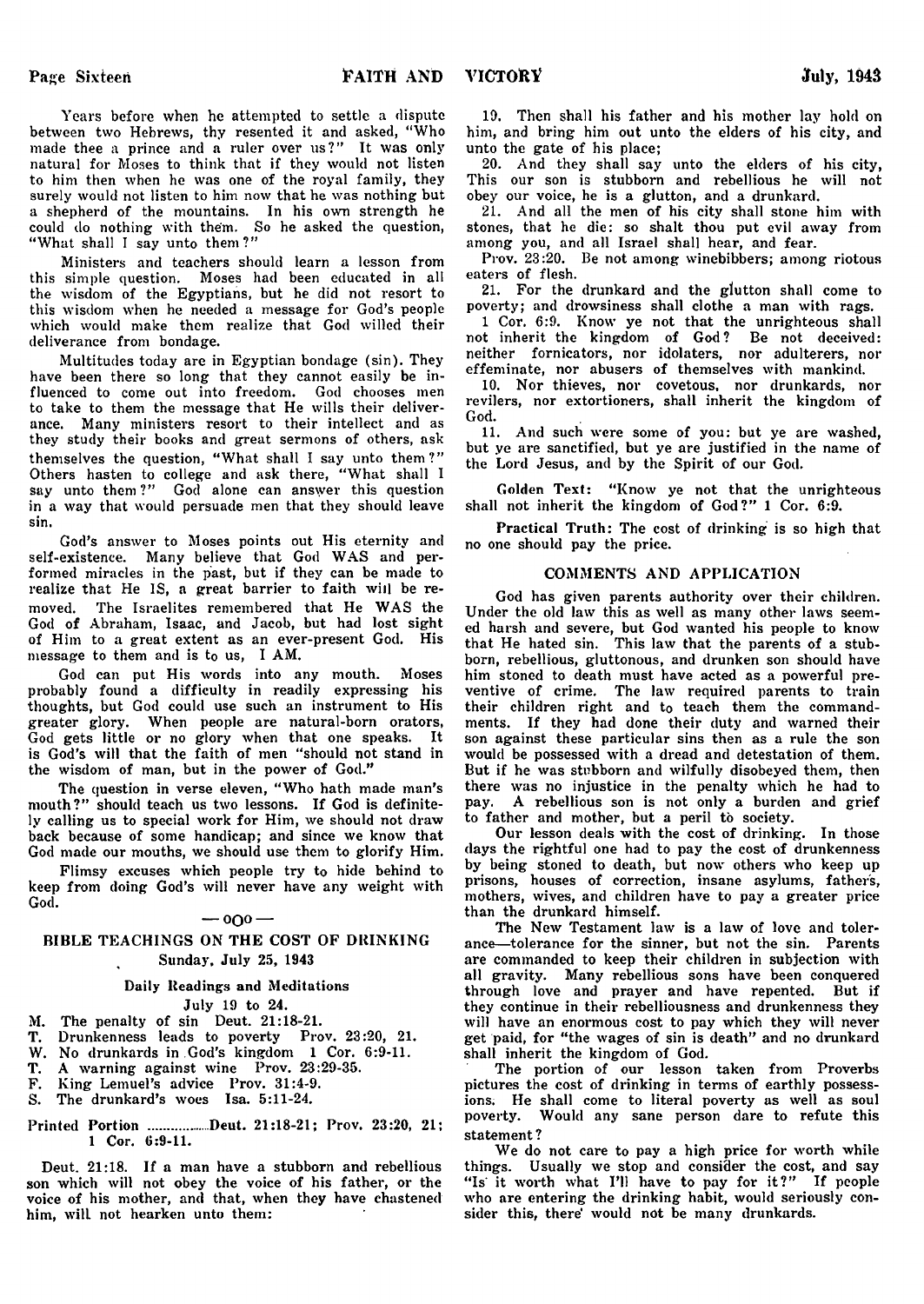Years before when he attempted to settle a dispute between two Hebrews, thy resented it and asked, "Who made thee a prince and a ruler over us?" It was only natural for Moses to think that if they would not listen to him then when he was one of the royal family, they surely would not listen to him now that he was nothing but a shepherd of the mountains. In his own strength he could do nothing with them. So he asked the question, "What shall I say unto them?"

Ministers and teachers should learn a lesson from this simple question. Moses had been educated in all the wisdom of the Egyptians, but he did not resort to this wisdom when he needed a message for God's people which would make them realize that God willed their deliverance from bondage.

Multitudes today are in Egyptian bondage (sin). They have been there so long that they cannot easily be influenced to come out into freedom. God chooses men to take to them the message that He wills their deliverance. Many ministers resort to their intellect and as they study their books and great sermons of others, ask themselves the question, "What shall I say unto them?" Others hasten to college and ask there, "What shall I say unto them?" God alone can answer this question in a way that would persuade men that they should leave sin.

God's answer to Moses points out His eternity and self-existence. Many believe that God WAS and performed miracles in the past, but if they can be made to realize that He IS, a great barrier to faith will be removed. The Israelites remembered that He WAS the God of Abraham, Isaac, and Jacob, but had lost sight of Him to a great extent as an ever-present God. His message to them and is to us, I AM.

God can put His words into any mouth. Moses probably found a difficulty in readily expressing his thoughts, but God could use such an instrument to His greater glory. When people are natural-born orators, God gets little or no glory when that one speaks. It is God's will that the faith of men "should not stand in the wisdom of man, but in the power of God."

The question in verse eleven, "Who hath made man's mouth?" should teach us two lessons. If God is definitely calling us to special work for Him, we should not draw back because of some handicap; and since we know that God made our mouths, we should use them to glorify Him.

Flimsy excuses which people try to hide behind to keep from doing God's will never have any weight with God.

— oOo —

## BIBLE TEACHINGS ON THE COST OF DRINKING

**Sunday, July 25, 1943**

### Daily Readings and Meditations

July 19 to 24.

M. The penalty of sin Deut. 21:18-21.
T. Drunkenness leads to poverty Prov. 23:20, 21.
W. No drunkards in God's kingdom 1 Cor. 6:9-11.
T. A warning against wine Prov. 23:29-35.
F. King Lemuel's advice Prov. 31:4-9.
S. The drunkard's woes Isa. 5:11-24.

Printed Portion ..................Deut. 21:18-21; Prov. 23:20, 21; 1 Cor. 6:9-11.

Deut. 21:18. If a man have a stubborn and rebellious son which will not obey the voice of his father, or the voice of his mother, and that, when they have chastened him, will not hearken unto them:

19. Then shall his father and his mother lay hold on him, and bring him out unto the elders of his city, and unto the gate of his place;

20. And they shall say unto the elders of his city, This our son is stubborn and rebellious he will not obey our voice, he is a glutton, and a drunkard.

21. And all the men of his city shall stone him with stones, that he die: so shalt thou put evil away from among you, and all Israel shall hear, and fear.

Prov. 23:20. Be not among winebibbers; among riotous eaters of flesh.

21. For the drunkard and the glutton shall come to poverty; and drowsiness shall clothe a man with rags.

1 Cor. 6:9. Know ye not that the unrighteous shall not inherit the kingdom of God? Be not deceived: neither fornicators, nor idolaters, nor adulterers, nor effeminate, nor abusers of themselves with mankind.

10. Nor thieves, nor covetous, nor drunkards, nor revilers, nor extortioners, shall inherit the kingdom of God.

11. And such were some of you: but ye are washed, but ye are sanctified, but ye are justified in the name of the Lord Jesus, and by the Spirit of our God.

**Golden Text:** "Know ye not that the unrighteous shall not inherit the kingdom of God?" 1 Cor. 6:9.

**Practical Truth:** The cost of drinking is so high that no one should pay the price.

### COMMENTS AND APPLICATION

God has given parents authority over their children. Under the old law this as well as many other laws seemed harsh and severe, but God wanted his people to know that He hated sin. This law that the parents of a stubborn, rebellious, gluttonous, and drunken son should have him stoned to death must have acted as a powerful preventive of crime. The law required parents to train their children right and to teach them the commandments. If they had done their duty and warned their son against these particular sins then as a rule the son would be possessed with a dread and detestation of them. But if he was stubborn and wilfully disobeyed them, then there was no injustice in the penalty which he had to pay. A rebellious son is not only a burden and grief to father and mother, but a peril to society.

Our lesson deals with the cost of drinking. In those days the rightful one had to pay the cost of drunkenness by being stoned to death, but now others who keep up prisons, houses of correction, insane asylums, fathers, mothers, wives, and children have to pay a greater price than the drunkard himself.

The New Testament law is a law of love and tolerance—tolerance for the sinner, but not the sin. Parents are commanded to keep their children in subjection with all gravity. Many rebellious sons have been conquered through love and prayer and have repented. But if they continue in their rebelliousness and drunkenness they will have an enormous cost to pay which they will never get paid, for "the wages of sin is death" and no drunkard shall inherit the kingdom of God.

The portion of our lesson taken from Proverbs pictures the cost of drinking in terms of earthly possessions. He shall come to literal poverty as well as soul poverty. Would any sane person dare to refute this statement?

We do not care to pay a high price for worth while things. Usually we stop and consider the cost, and say "Is it worth what I'll have to pay for it?" If people who are entering the drinking habit, would seriously consider this, there would not be many drunkards.